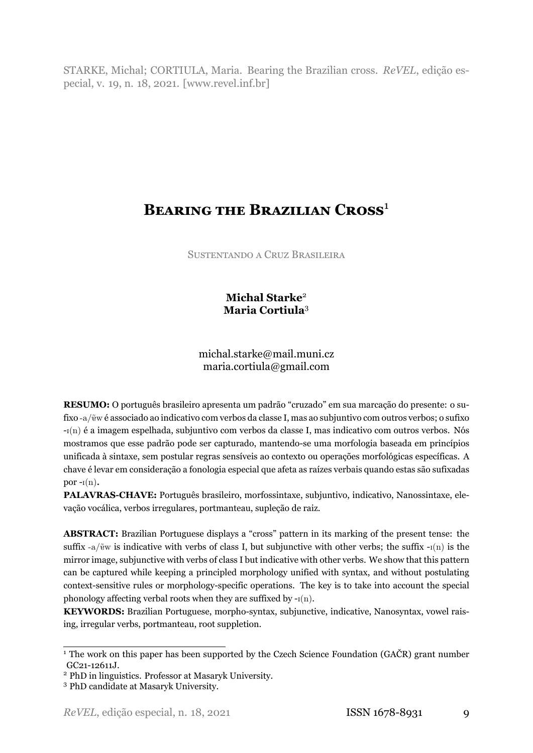STARKE, Michal; CORTIULA, Maria. Bearing the Brazilian cross. *ReVEL*, edição especial, v. 19, n. 18, 2021. [www.revel.inf.br]

# Bearing the Brazilian Cross[1]

Sustentando a Cruz Brasileira

**Michal Starke**[2]
**Maria Cortiula**[3]

michal.starke@mail.muni.cz
maria.cortiula@gmail.com

**RESUMO:** O português brasileiro apresenta um padrão "cruzado" em sua marcação do presente: o sufixo -a/ẽw é associado ao indicativo com verbos da classe I, mas ao subjuntivo com outros verbos; o sufixo -ɪ(n) é a imagem espelhada, subjuntivo com verbos da classe I, mas indicativo com outros verbos. Nós mostramos que esse padrão pode ser capturado, mantendo-se uma morfologia baseada em princípios unificada à sintaxe, sem postular regras sensíveis ao contexto ou operações morfológicas específicas. A chave é levar em consideração a fonologia especial que afeta as raízes verbais quando estas são sufixadas por -ɪ(n).

**PALAVRAS-CHAVE:** Português brasileiro, morfossintaxe, subjuntivo, indicativo, Nanossintaxe, elevação vocálica, verbos irregulares, portmanteau, supleção de raiz.

**ABSTRACT:** Brazilian Portuguese displays a "cross" pattern in its marking of the present tense: the suffix -a/ẽw is indicative with verbs of class I, but subjunctive with other verbs; the suffix -ɪ(n) is the mirror image, subjunctive with verbs of class I but indicative with other verbs. We show that this pattern can be captured while keeping a principled morphology unified with syntax, and without postulating context-sensitive rules or morphology-specific operations. The key is to take into account the special phonology affecting verbal roots when they are suffixed by -ɪ(n).

**KEYWORDS:** Brazilian Portuguese, morpho-syntax, subjunctive, indicative, Nanosyntax, vowel raising, irregular verbs, portmanteau, root suppletion.

---

[1] The work on this paper has been supported by the Czech Science Foundation (GAČR) grant number GC21-12611J.

[2] PhD in linguistics. Professor at Masaryk University.

[3] PhD candidate at Masaryk University.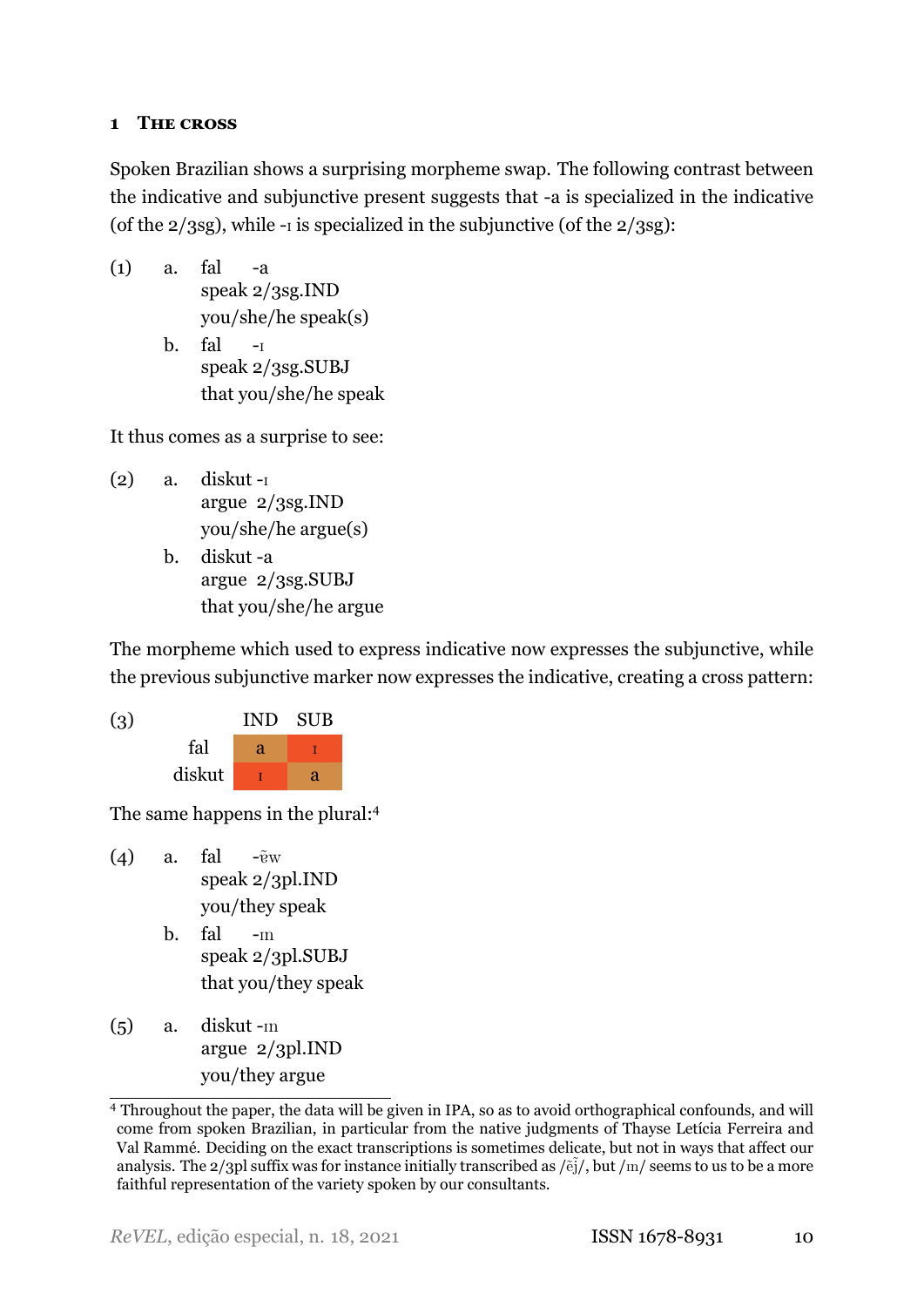## 1 The cross

Spoken Brazilian shows a surprising morpheme swap. The following contrast between the indicative and subjunctive present suggests that -a is specialized in the indicative (of the 2/3sg), while -ɪ is specialized in the subjunctive (of the 2/3sg):

(1) a. fal -a
speak 2/3sg.IND
you/she/he speak(s)

b. fal -ɪ
speak 2/3sg.SUBJ
that you/she/he speak

It thus comes as a surprise to see:

(2) a. diskut -ɪ
argue 2/3sg.IND
you/she/he argue(s)

b. diskut -a
argue 2/3sg.SUBJ
that you/she/he argue

The morpheme which used to express indicative now expresses the subjunctive, while the previous subjunctive marker now expresses the indicative, creating a cross pattern:

(3)

| | IND | SUB |
|---|---|---|
| fal | a | ɪ |
| diskut | ɪ | a |

The same happens in the plural:[4]

(4) a. fal -ẽw
speak 2/3pl.IND
you/they speak

b. fal -ɪn
speak 2/3pl.SUBJ
that you/they speak

(5) a. diskut -ɪn
argue 2/3pl.IND
you/they argue

[4] Throughout the paper, the data will be given in IPA, so as to avoid orthographical confounds, and will come from spoken Brazilian, in particular from the native judgments of Thayse Letícia Ferreira and Val Rammé. Deciding on the exact transcriptions is sometimes delicate, but not in ways that affect our analysis. The 2/3pl suffix was for instance initially transcribed as /ẽj̃/, but /ɪn/ seems to us to be a more faithful representation of the variety spoken by our consultants.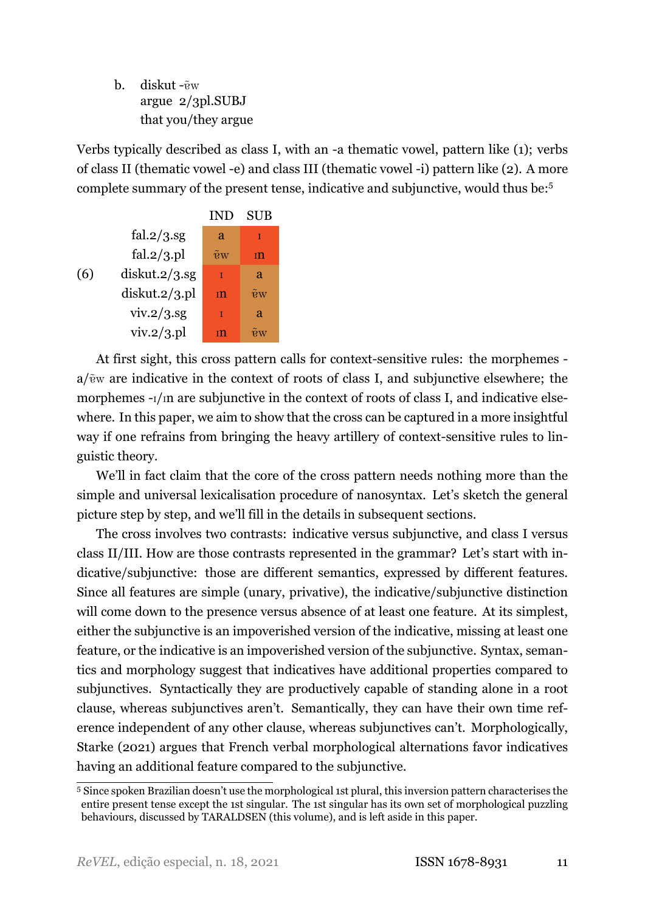b. diskut -ɐ̃w  
argue 2/3pl.SUBJ  
that you/they argue

Verbs typically described as class I, with an -a thematic vowel, pattern like (1); verbs of class II (thematic vowel -e) and class III (thematic vowel -i) pattern like (2). A more complete summary of the present tense, indicative and subjunctive, would thus be:[5]

(6)

| | IND | SUB |
|---|---|---|
| fal.2/3.sg | a | ɪ |
| fal.2/3.pl | ɐ̃w | ɪn |
| diskut.2/3.sg | ɪ | a |
| diskut.2/3.pl | ɪn | ɐ̃w |
| viv.2/3.sg | ɪ | a |
| viv.2/3.pl | ɪn | ɐ̃w |

At first sight, this cross pattern calls for context-sensitive rules: the morphemes -a/ɐ̃w are indicative in the context of roots of class I, and subjunctive elsewhere; the morphemes -ɪ/ɪn are subjunctive in the context of roots of class I, and indicative elsewhere. In this paper, we aim to show that the cross can be captured in a more insightful way if one refrains from bringing the heavy artillery of context-sensitive rules to linguistic theory.

We'll in fact claim that the core of the cross pattern needs nothing more than the simple and universal lexicalisation procedure of nanosyntax. Let's sketch the general picture step by step, and we'll fill in the details in subsequent sections.

The cross involves two contrasts: indicative versus subjunctive, and class I versus class II/III. How are those contrasts represented in the grammar? Let's start with indicative/subjunctive: those are different semantics, expressed by different features. Since all features are simple (unary, privative), the indicative/subjunctive distinction will come down to the presence versus absence of at least one feature. At its simplest, either the subjunctive is an impoverished version of the indicative, missing at least one feature, or the indicative is an impoverished version of the subjunctive. Syntax, semantics and morphology suggest that indicatives have additional properties compared to subjunctives. Syntactically they are productively capable of standing alone in a root clause, whereas subjunctives aren't. Semantically, they can have their own time reference independent of any other clause, whereas subjunctives can't. Morphologically, Starke (2021) argues that French verbal morphological alternations favor indicatives having an additional feature compared to the subjunctive.

---

[5] Since spoken Brazilian doesn't use the morphological 1st plural, this inversion pattern characterises the entire present tense except the 1st singular. The 1st singular has its own set of morphological puzzling behaviours, discussed by TARALDSEN (this volume), and is left aside in this paper.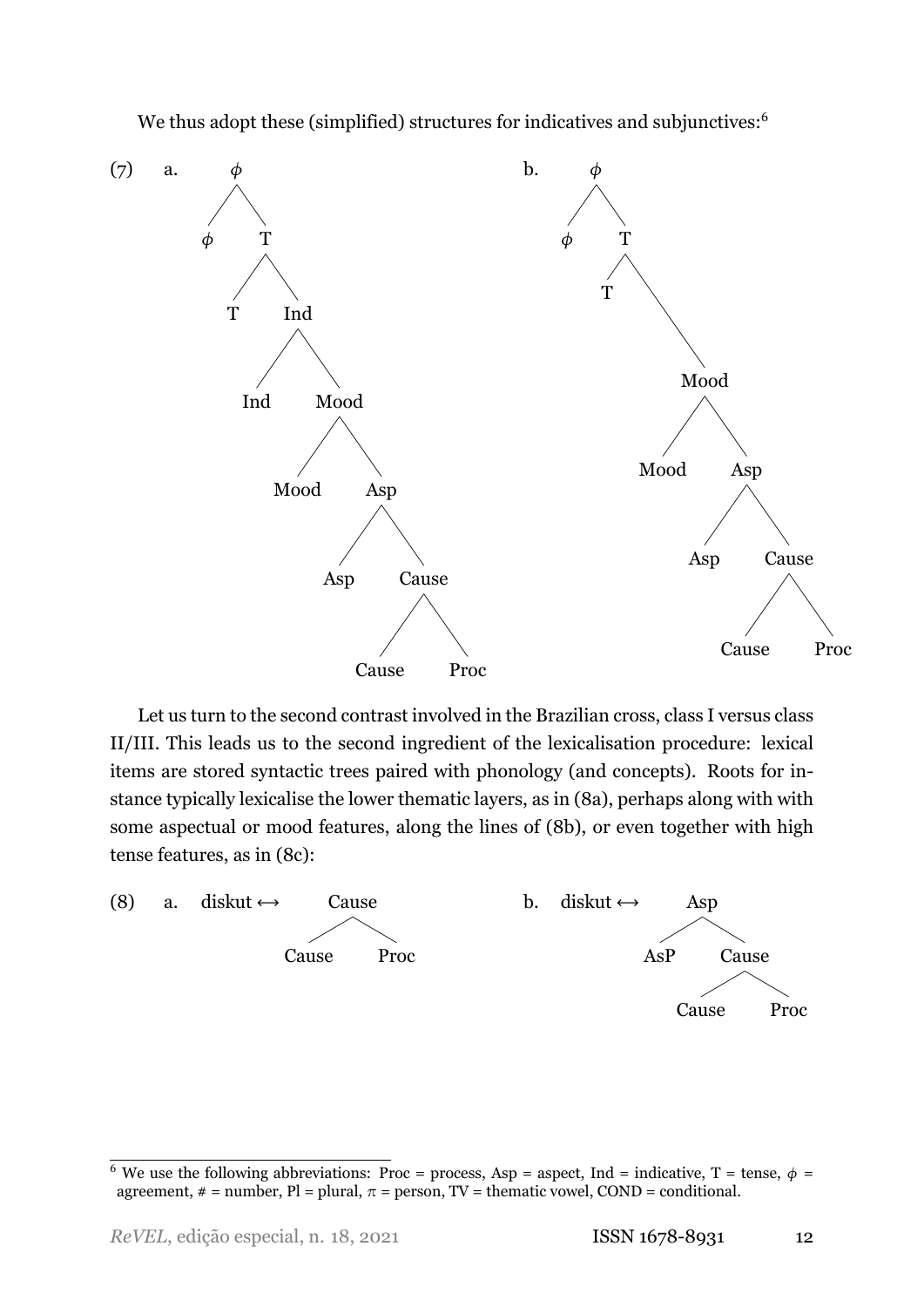We thus adopt these (simplified) structures for indicatives and subjunctives:[6]

(7) a.

```
ϕ
├── ϕ
└── T
    ├── T
    └── Ind
        ├── Ind
        └── Mood
            ├── Mood
            └── Asp
                ├── Asp
                └── Cause
                    ├── Cause
                    └── Proc
```

b.

```
ϕ
├── ϕ
└── T
    ├── T
    └── Mood
        ├── Mood
        └── Asp
            ├── Asp
            └── Cause
                ├── Cause
                └── Proc
```

Let us turn to the second contrast involved in the Brazilian cross, class I versus class II/III. This leads us to the second ingredient of the lexicalisation procedure: lexical items are stored syntactic trees paired with phonology (and concepts). Roots for instance typically lexicalise the lower thematic layers, as in (8a), perhaps along with with some aspectual or mood features, along the lines of (8b), or even together with high tense features, as in (8c):

(8) a. diskut ⟷

```
Cause
├── Cause
└── Proc
```

b. diskut ⟷

```
Asp
├── AsP
└── Cause
    ├── Cause
    └── Proc
```

---

[6] We use the following abbreviations: Proc = process, Asp = aspect, Ind = indicative, T = tense, $\phi$ = agreement, # = number, Pl = plural, $\pi$ = person, TV = thematic vowel, COND = conditional.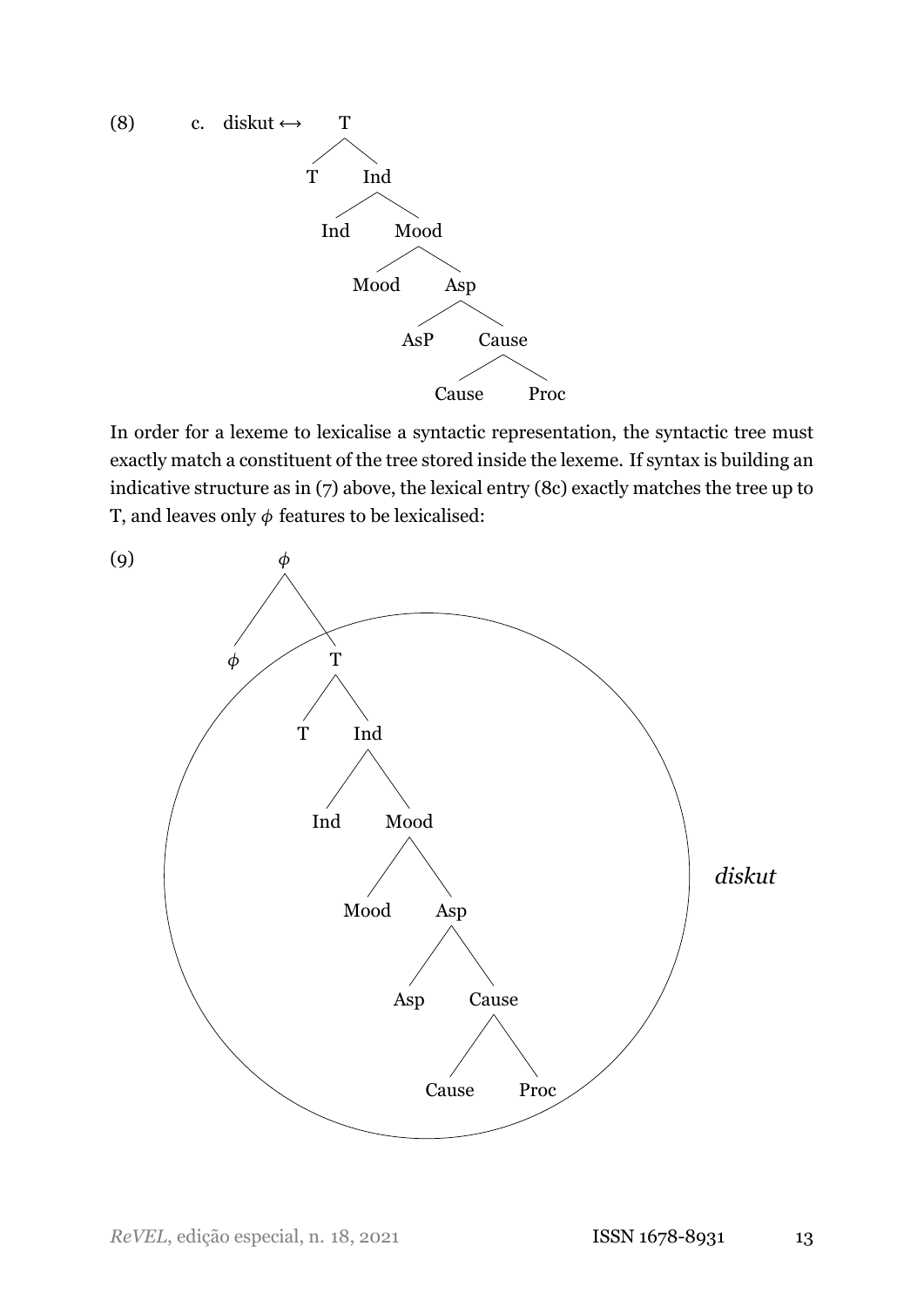(8) c. diskut ↔

```
T
├── T
└── Ind
    ├── Ind
    └── Mood
        ├── Mood
        └── Asp
            ├── AsP
            └── Cause
                ├── Cause
                └── Proc
```

In order for a lexeme to lexicalise a syntactic representation, the syntactic tree must exactly match a constituent of the tree stored inside the lexeme. If syntax is building an indicative structure as in (7) above, the lexical entry (8c) exactly matches the tree up to T, and leaves only $\phi$ features to be lexicalised:

(9)

```
ϕ
├── ϕ
└── T                         ┐
    ├── T                     │
    └── Ind                   │
        ├── Ind               │
        └── Mood              │
            ├── Mood          │  diskut
            └── Asp           │
                ├── Asp       │
                └── Cause     │
                    ├── Cause │
                    └── Proc  ┘
```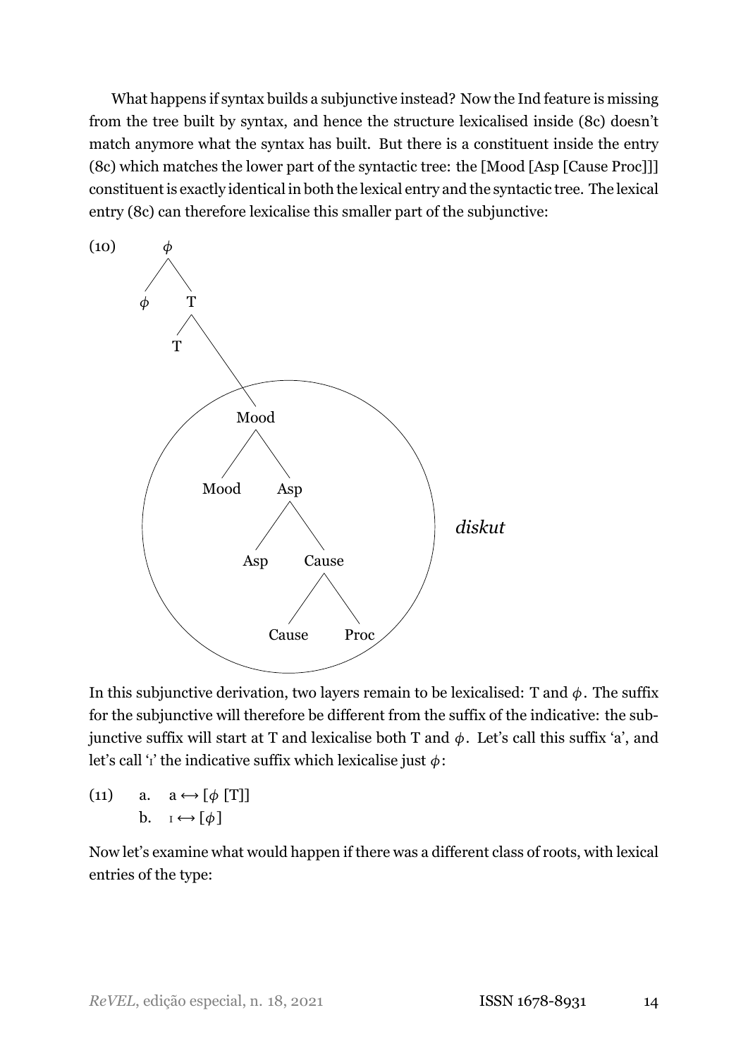What happens if syntax builds a subjunctive instead? Now the Ind feature is missing from the tree built by syntax, and hence the structure lexicalised inside (8c) doesn't match anymore what the syntax has built. But there is a constituent inside the entry (8c) which matches the lower part of the syntactic tree: the [Mood [Asp [Cause Proc]]] constituent is exactly identical in both the lexical entry and the syntactic tree. The lexical entry (8c) can therefore lexicalise this smaller part of the subjunctive:

(10)

$\phi$

$\phi$ T

T

Mood

Mood Asp

Asp Cause

Cause Proc

*diskut*

In this subjunctive derivation, two layers remain to be lexicalised: T and $\phi$. The suffix for the subjunctive will therefore be different from the suffix of the indicative: the subjunctive suffix will start at T and lexicalise both T and $\phi$. Let's call this suffix 'a', and let's call 'ɪ' the indicative suffix which lexicalise just $\phi$:

(11) a. a $\leftrightarrow$ [$\phi$ [T]]

b. ɪ $\leftrightarrow$ [$\phi$]

Now let's examine what would happen if there was a different class of roots, with lexical entries of the type: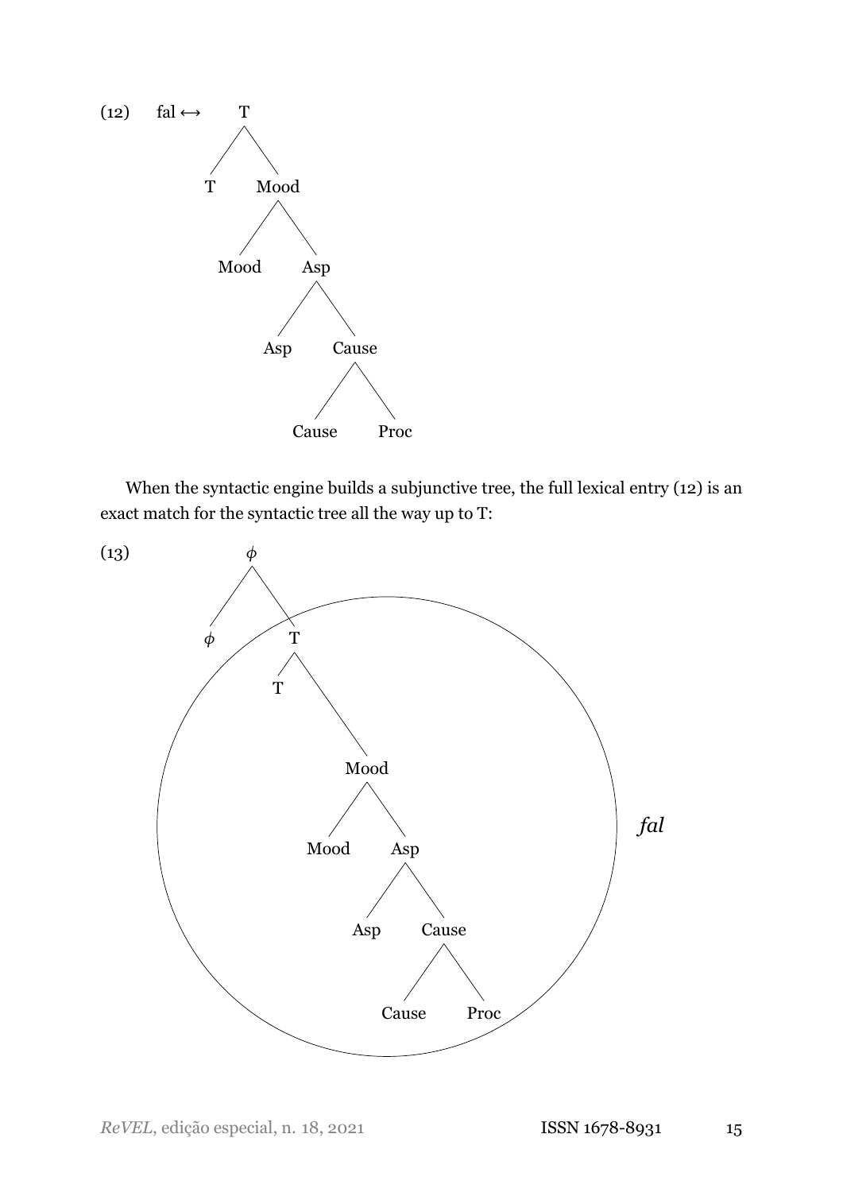(12) fal ⟷

```
        T
       / \
      T   Mood
          /  \
       Mood   Asp
              / \
            Asp  Cause
                 /   \
              Cause  Proc
```

When the syntactic engine builds a subjunctive tree, the full lexical entry (12) is an exact match for the syntactic tree all the way up to T:

(13)

```
      ϕ
     / \
    ϕ   T
       / \
      T   Mood
          /  \
       Mood   Asp
              / \
            Asp  Cause
                 /   \
              Cause  Proc
```

[circled subtree rooted at T: *fal*]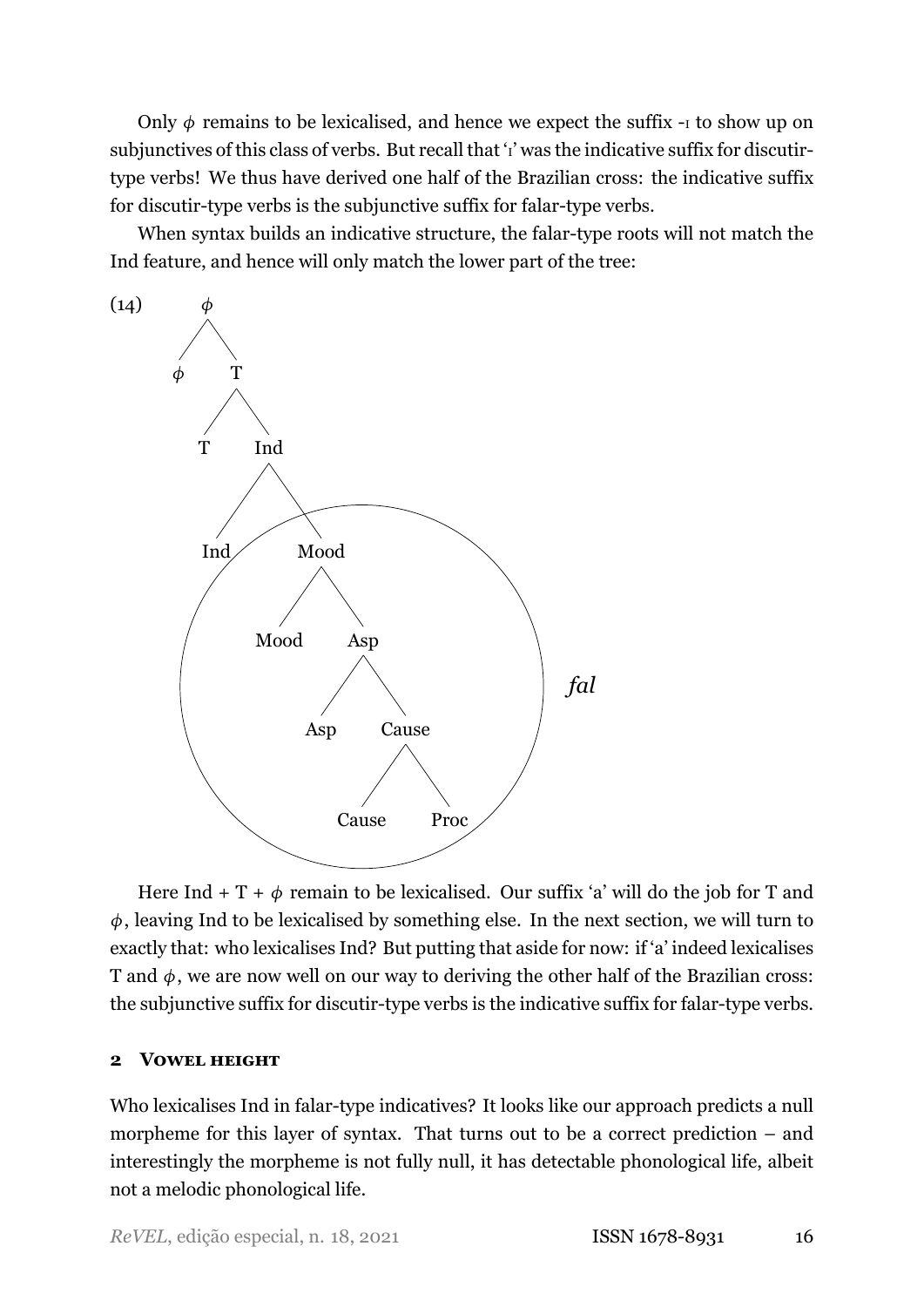Only $\phi$ remains to be lexicalised, and hence we expect the suffix -ɪ to show up on subjunctives of this class of verbs. But recall that 'ɪ' was the indicative suffix for discutir-type verbs! We thus have derived one half of the Brazilian cross: the indicative suffix for discutir-type verbs is the subjunctive suffix for falar-type verbs.

When syntax builds an indicative structure, the falar-type roots will not match the Ind feature, and hence will only match the lower part of the tree:

(14)

$\phi$
$\phi$ T
T Ind
Ind Mood
Mood Asp
Asp Cause
Cause Proc
*fal*

Here Ind + T + $\phi$ remain to be lexicalised. Our suffix 'a' will do the job for T and $\phi$, leaving Ind to be lexicalised by something else. In the next section, we will turn to exactly that: who lexicalises Ind? But putting that aside for now: if 'a' indeed lexicalises T and $\phi$, we are now well on our way to deriving the other half of the Brazilian cross: the subjunctive suffix for discutir-type verbs is the indicative suffix for falar-type verbs.

## 2 Vowel height

Who lexicalises Ind in falar-type indicatives? It looks like our approach predicts a null morpheme for this layer of syntax. That turns out to be a correct prediction – and interestingly the morpheme is not fully null, it has detectable phonological life, albeit not a melodic phonological life.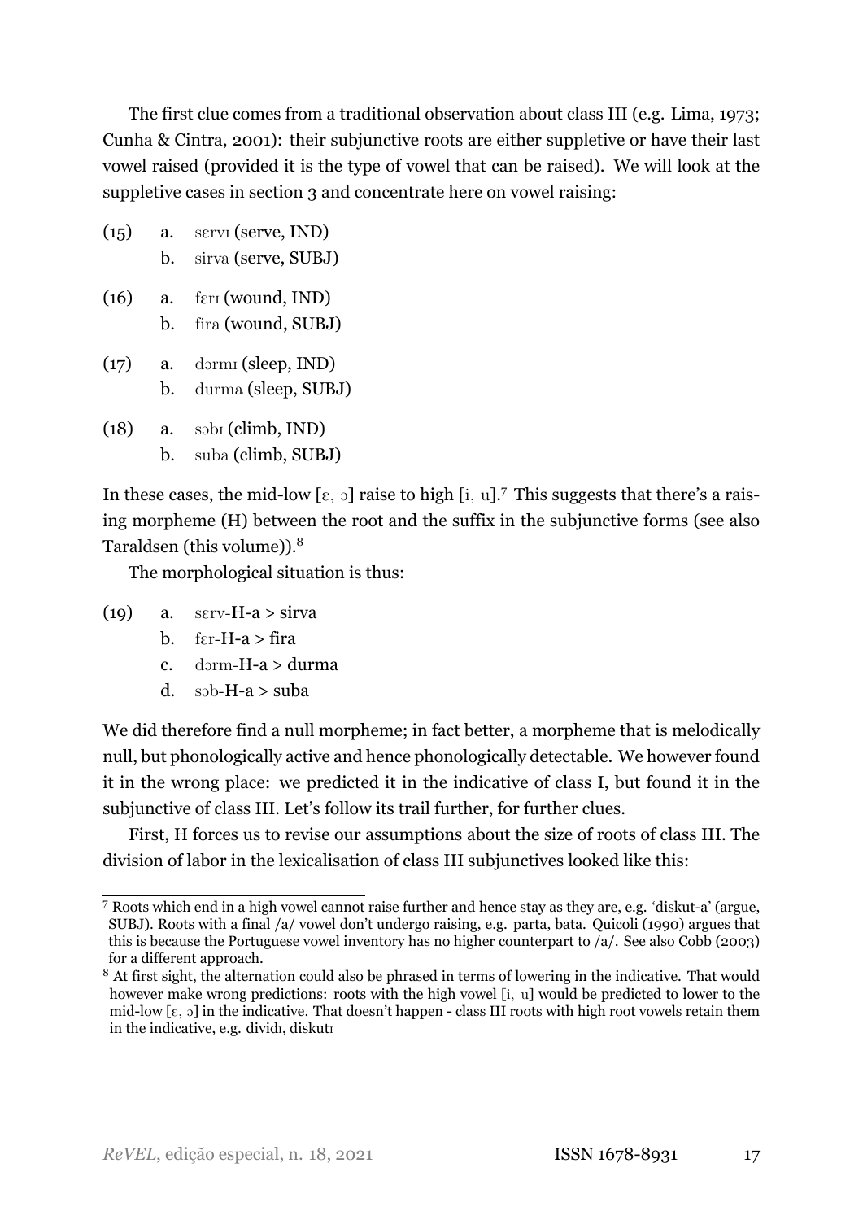The first clue comes from a traditional observation about class III (e.g. Lima, 1973; Cunha & Cintra, 2001): their subjunctive roots are either suppletive or have their last vowel raised (provided it is the type of vowel that can be raised). We will look at the suppletive cases in section 3 and concentrate here on vowel raising:

(15) a. sɛrvɪ (serve, IND)
  b. sirva (serve, SUBJ)

(16) a. fɛrɪ (wound, IND)
  b. fira (wound, SUBJ)

(17) a. dɔrmɪ (sleep, IND)
  b. durma (sleep, SUBJ)

(18) a. sɔbɪ (climb, IND)
  b. suba (climb, SUBJ)

In these cases, the mid-low [ɛ, ɔ] raise to high [i, u].[7] This suggests that there's a raising morpheme (H) between the root and the suffix in the subjunctive forms (see also Taraldsen (this volume)).[8]

The morphological situation is thus:

(19) a. sɛrv-H-a > sirva
  b. fɛr-H-a > fira
  c. dɔrm-H-a > durma
  d. sɔb-H-a > suba

We did therefore find a null morpheme; in fact better, a morpheme that is melodically null, but phonologically active and hence phonologically detectable. We however found it in the wrong place: we predicted it in the indicative of class I, but found it in the subjunctive of class III. Let's follow its trail further, for further clues.

First, H forces us to revise our assumptions about the size of roots of class III. The division of labor in the lexicalisation of class III subjunctives looked like this:

---

[7] Roots which end in a high vowel cannot raise further and hence stay as they are, e.g. 'diskut-a' (argue, SUBJ). Roots with a final /a/ vowel don't undergo raising, e.g. parta, bata. Quicoli (1990) argues that this is because the Portuguese vowel inventory has no higher counterpart to /a/. See also Cobb (2003) for a different approach.

[8] At first sight, the alternation could also be phrased in terms of lowering in the indicative. That would however make wrong predictions: roots with the high vowel [i, u] would be predicted to lower to the mid-low [ɛ, ɔ] in the indicative. That doesn't happen - class III roots with high root vowels retain them in the indicative, e.g. dividɪ, diskutɪ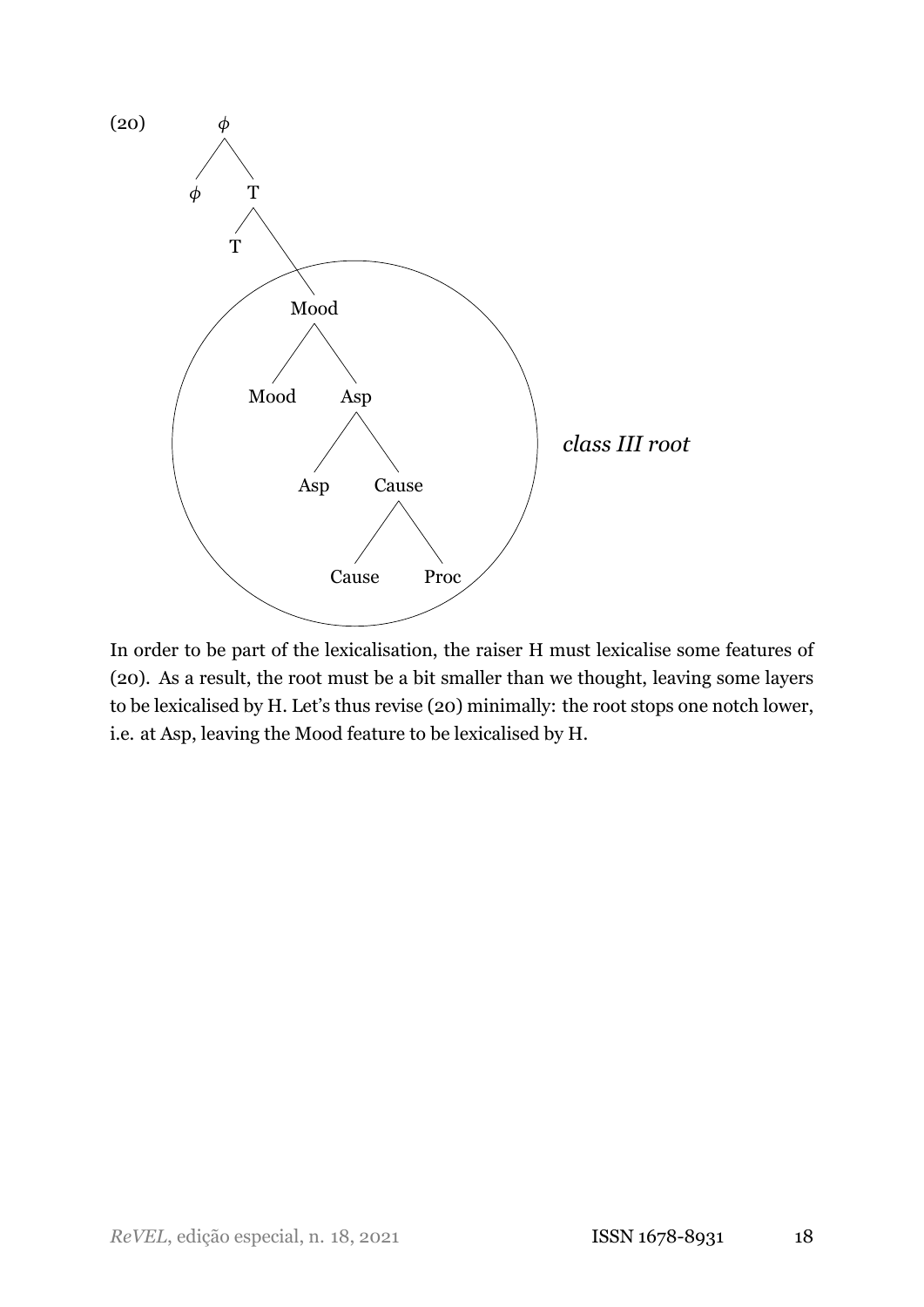(20)

```
φ
├── φ
└── T
    ├── T
    └── Mood            ┐
        ├── Mood        │
        └── Asp         │
            ├── Asp     │  class III root
            └── Cause   │
                ├── Cause
                └── Proc┘
```

*class III root*

In order to be part of the lexicalisation, the raiser H must lexicalise some features of (20). As a result, the root must be a bit smaller than we thought, leaving some layers to be lexicalised by H. Let's thus revise (20) minimally: the root stops one notch lower, i.e. at Asp, leaving the Mood feature to be lexicalised by H.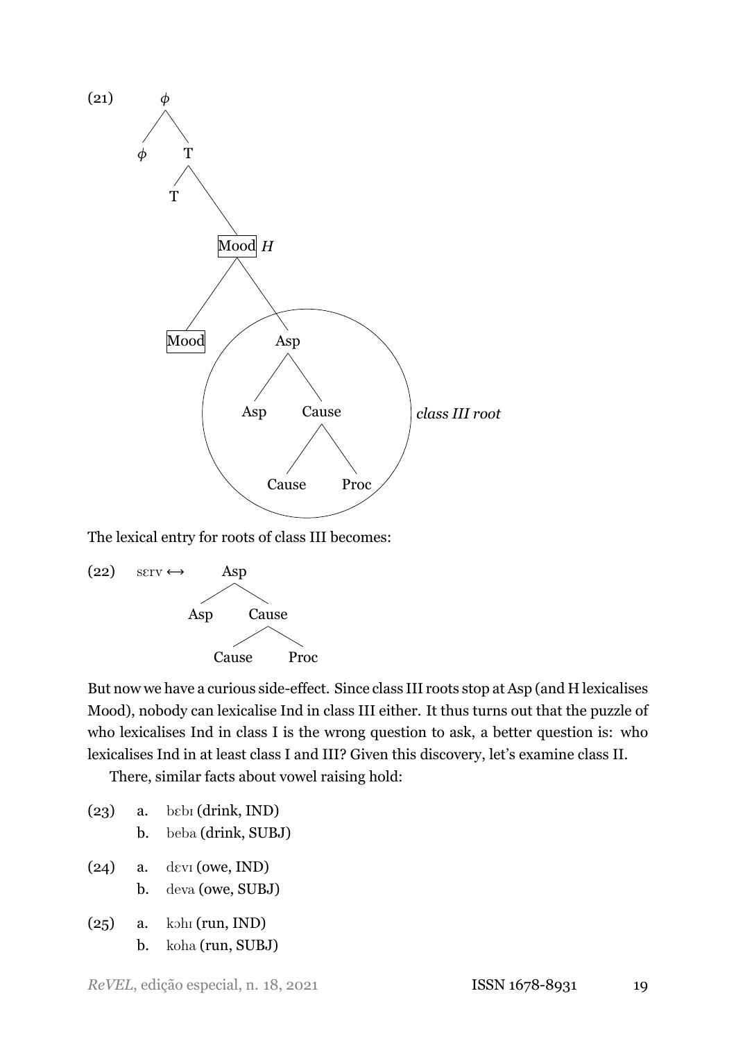(21) [Tree diagram: ϕ → ϕ, T; T → T, Mood (boxed) *H*; Mood → Mood (boxed), Asp; Asp → Asp, Cause; Cause → Cause, Proc. The Asp subtree is circled and labelled *class III root*.]

The lexical entry for roots of class III becomes:

(22) sɛrv ⟷ [Tree: Asp → Asp, Cause; Cause → Cause, Proc]

But now we have a curious side-effect. Since class III roots stop at Asp (and H lexicalises Mood), nobody can lexicalise Ind in class III either. It thus turns out that the puzzle of who lexicalises Ind in class I is the wrong question to ask, a better question is: who lexicalises Ind in at least class I and III? Given this discovery, let's examine class II.

There, similar facts about vowel raising hold:

(23) a. bɛbɪ (drink, IND)
     b. beba (drink, SUBJ)

(24) a. dɛvɪ (owe, IND)
     b. deva (owe, SUBJ)

(25) a. kɔhɪ (run, IND)
     b. koha (run, SUBJ)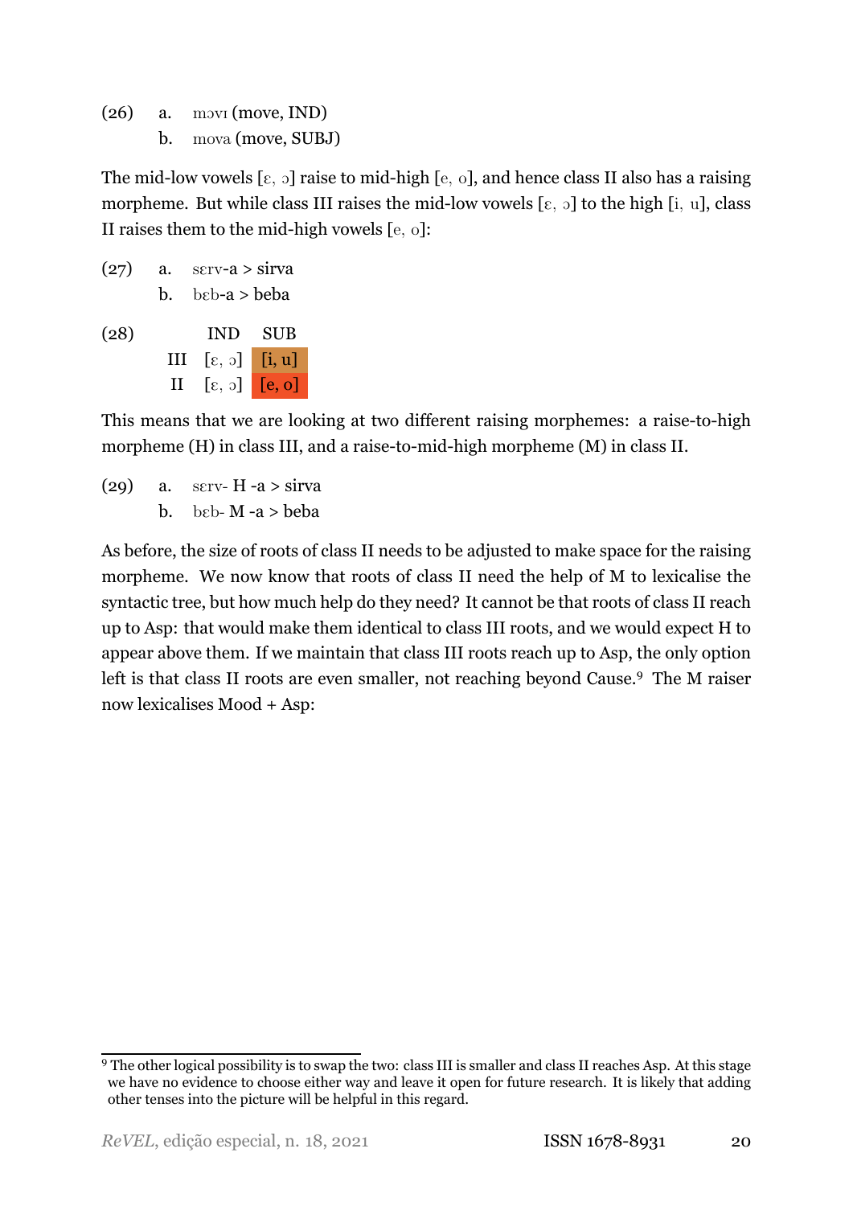(26) a. mɔvɪ (move, IND)
 b. mova (move, SUBJ)

The mid-low vowels [ɛ, ɔ] raise to mid-high [e, o], and hence class II also has a raising morpheme. But while class III raises the mid-low vowels [ɛ, ɔ] to the high [i, u], class II raises them to the mid-high vowels [e, o]:

(27) a. sɛrv-a > sirva
 b. bɛb-a > beba

(28)

| | IND | SUB |
|---|---|---|
| III | [ɛ, ɔ] | [i, u] |
| II | [ɛ, ɔ] | [e, o] |

This means that we are looking at two different raising morphemes: a raise-to-high morpheme (H) in class III, and a raise-to-mid-high morpheme (M) in class II.

(29) a. sɛrv- H -a > sirva
 b. bɛb- M -a > beba

As before, the size of roots of class II needs to be adjusted to make space for the raising morpheme. We now know that roots of class II need the help of M to lexicalise the syntactic tree, but how much help do they need? It cannot be that roots of class II reach up to Asp: that would make them identical to class III roots, and we would expect H to appear above them. If we maintain that class III roots reach up to Asp, the only option left is that class II roots are even smaller, not reaching beyond Cause.[9] The M raiser now lexicalises Mood + Asp:

[9] The other logical possibility is to swap the two: class III is smaller and class II reaches Asp. At this stage we have no evidence to choose either way and leave it open for future research. It is likely that adding other tenses into the picture will be helpful in this regard.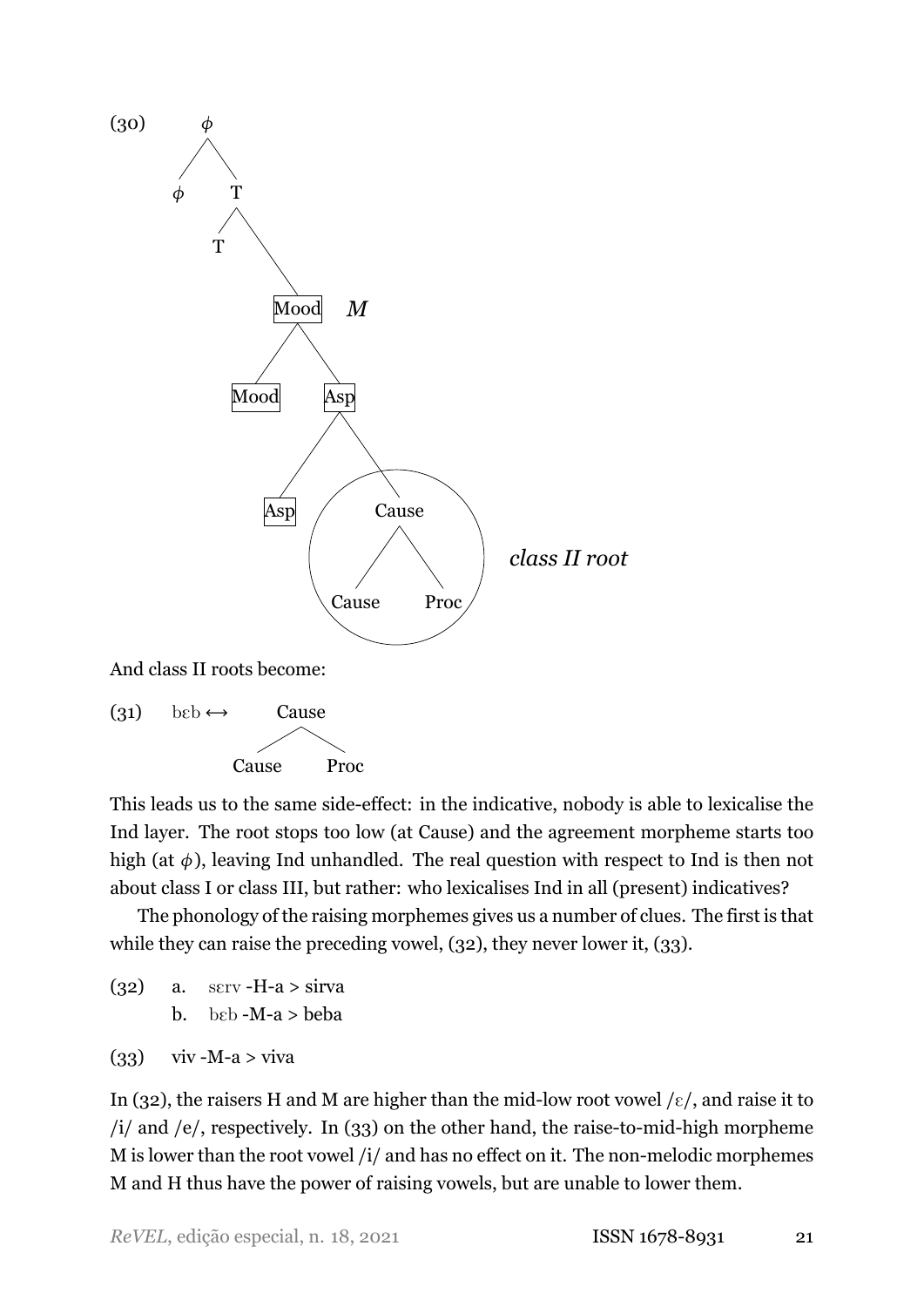(30)

```
ϕ
├── ϕ
└── T
    ├── T
    └── [Mood]   M
        ├── [Mood]
        └── [Asp]
            ├── [Asp]
            └── Cause        (class II root)
                ├── Cause
                └── Proc
```

And class II roots become:

(31) bɛb ⟷

```
Cause
├── Cause
└── Proc
```

This leads us to the same side-effect: in the indicative, nobody is able to lexicalise the Ind layer. The root stops too low (at Cause) and the agreement morpheme starts too high (at $\phi$), leaving Ind unhandled. The real question with respect to Ind is then not about class I or class III, but rather: who lexicalises Ind in all (present) indicatives?

The phonology of the raising morphemes gives us a number of clues. The first is that while they can raise the preceding vowel, (32), they never lower it, (33).

(32) a. sɛrv -H-a > sirva
     b. bɛb -M-a > beba

(33) viv -M-a > viva

In (32), the raisers H and M are higher than the mid-low root vowel /ɛ/, and raise it to /i/ and /e/, respectively. In (33) on the other hand, the raise-to-mid-high morpheme M is lower than the root vowel /i/ and has no effect on it. The non-melodic morphemes M and H thus have the power of raising vowels, but are unable to lower them.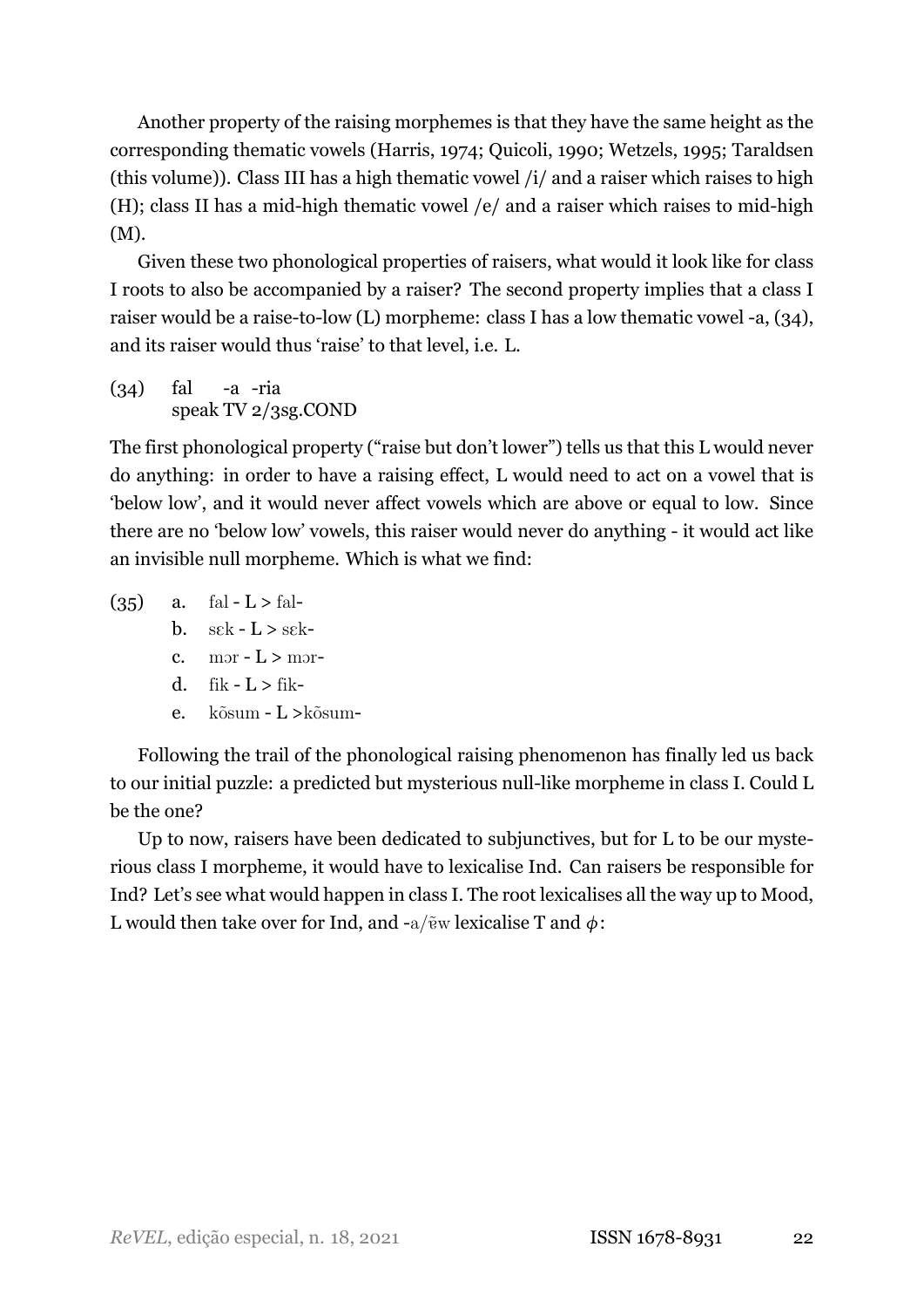Another property of the raising morphemes is that they have the same height as the corresponding thematic vowels (Harris, 1974; Quicoli, 1990; Wetzels, 1995; Taraldsen (this volume)). Class III has a high thematic vowel /i/ and a raiser which raises to high (H); class II has a mid-high thematic vowel /e/ and a raiser which raises to mid-high (M).

Given these two phonological properties of raisers, what would it look like for class I roots to also be accompanied by a raiser? The second property implies that a class I raiser would be a raise-to-low (L) morpheme: class I has a low thematic vowel -a, (34), and its raiser would thus 'raise' to that level, i.e. L.

(34) fal -a -ria
speak TV 2/3sg.COND

The first phonological property ("raise but don't lower") tells us that this L would never do anything: in order to have a raising effect, L would need to act on a vowel that is 'below low', and it would never affect vowels which are above or equal to low. Since there are no 'below low' vowels, this raiser would never do anything - it would act like an invisible null morpheme. Which is what we find:

(35) a. fal - L > fal-
b. sɛk - L > sɛk-
c. mɔr - L > mɔr-
d. fik - L > fik-
e. kõsum - L >kõsum-

Following the trail of the phonological raising phenomenon has finally led us back to our initial puzzle: a predicted but mysterious null-like morpheme in class I. Could L be the one?

Up to now, raisers have been dedicated to subjunctives, but for L to be our mysterious class I morpheme, it would have to lexicalise Ind. Can raisers be responsible for Ind? Let's see what would happen in class I. The root lexicalises all the way up to Mood, L would then take over for Ind, and -a/ẽw lexicalise T and $\phi$: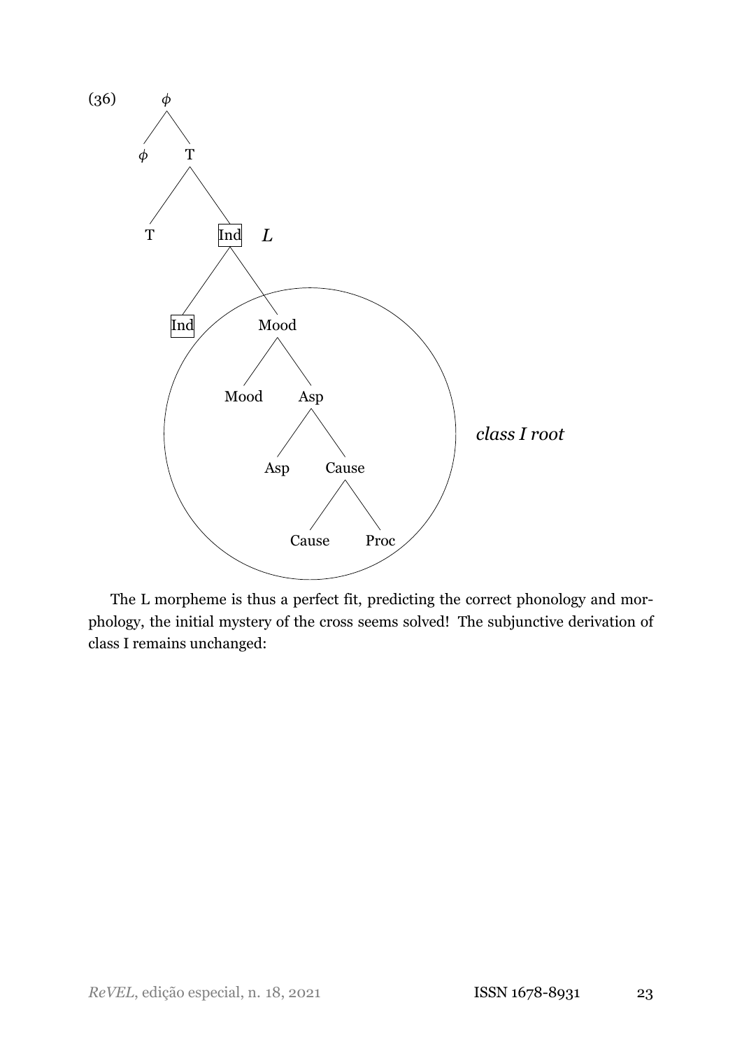(36)

```
φ
├── φ
└── T
    ├── T
    └── [Ind]  L
        ├── [Ind]
        └── Mood                         ┐
            ├── Mood                     │
            └── Asp                      │
                ├── Asp                  │  class I root
                └── Cause                │
                    ├── Cause            │
                    └── Proc             ┘
```

The L morpheme is thus a perfect fit, predicting the correct phonology and morphology, the initial mystery of the cross seems solved! The subjunctive derivation of class I remains unchanged: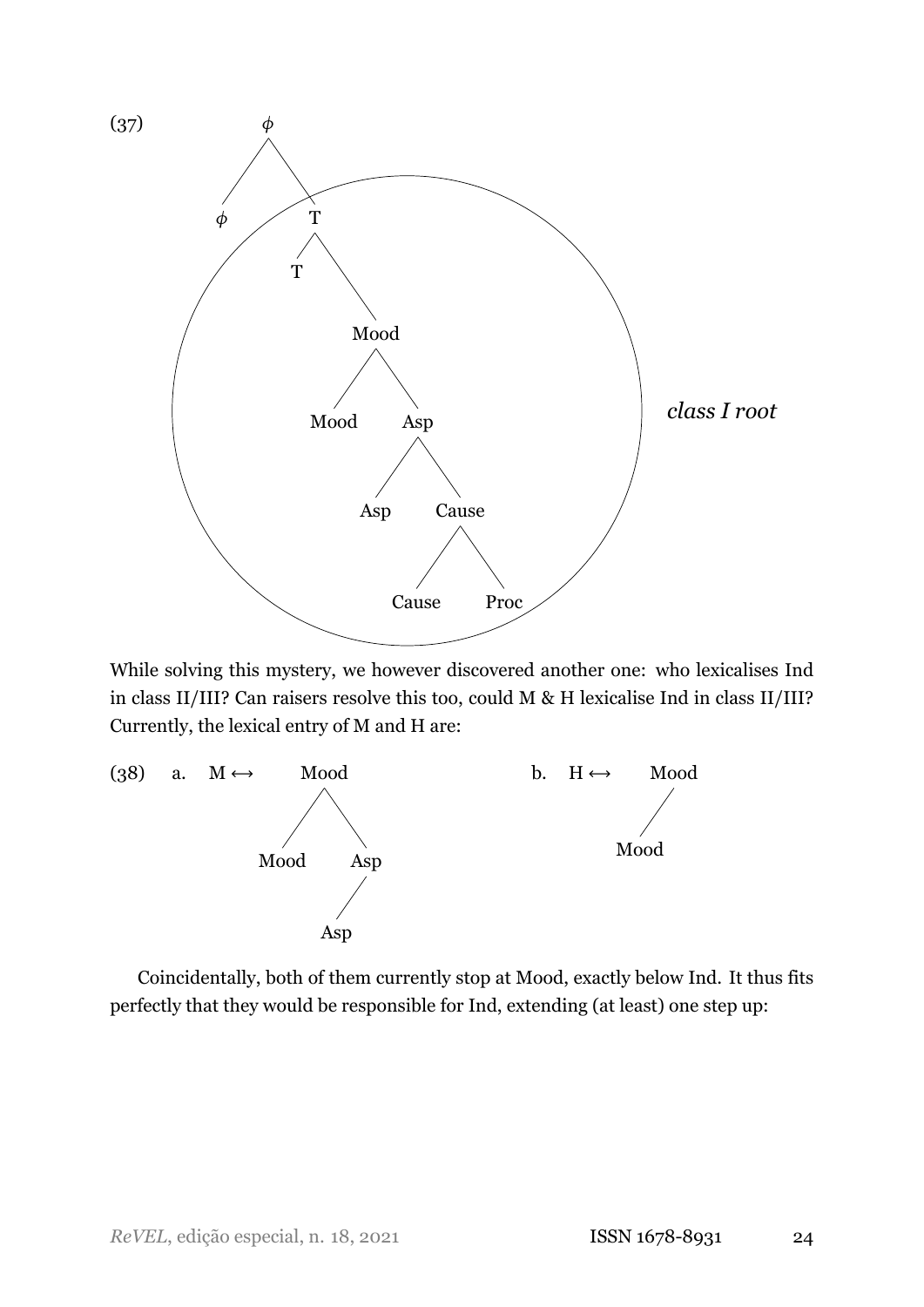(37)

```
        ϕ
       / \
      ϕ   T
         / \
        T   Mood
           /    \
        Mood    Asp
               /   \
             Asp   Cause
                  /     \
               Cause    Proc
```

*class I root*

While solving this mystery, we however discovered another one: who lexicalises Ind in class II/III? Can raisers resolve this too, could M & H lexicalise Ind in class II/III? Currently, the lexical entry of M and H are:

(38) a. M ⟷

```
      Mood
     /    \
  Mood    Asp
          /
        Asp
```

b. H ⟷

```
     Mood
     /
  Mood
```

Coincidentally, both of them currently stop at Mood, exactly below Ind. It thus fits perfectly that they would be responsible for Ind, extending (at least) one step up: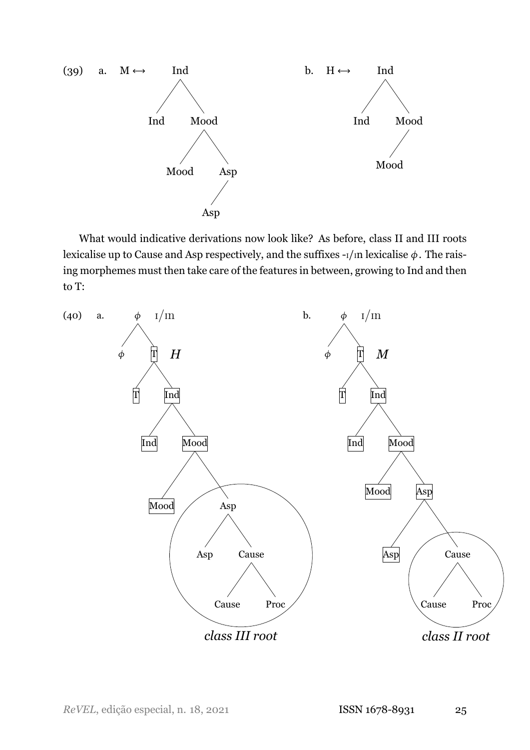(39) a. M ↔ [Ind Ind [Mood Mood [Asp Asp]]]

b. H ↔ [Ind Ind [Mood Mood]]

What would indicative derivations now look like? As before, class II and III roots lexicalise up to Cause and Asp respectively, and the suffixes -ɪ/ɪn lexicalise $\phi$. The raising morphemes must then take care of the features in between, growing to Ind and then to T:

(40) a. [$\phi$ $\phi$ [T T [Ind Ind [Mood Mood [Asp Asp [Cause Cause Proc]]]]]]

- $\phi$: ɪ/ɪn
- T (with T, Ind, Mood boxed): *H*
- Asp (containing Cause, Proc): *class III root*

b. [$\phi$ $\phi$ [T T [Ind Ind [Mood Mood [Asp Asp [Cause Cause Proc]]]]]]

- $\phi$: ɪ/ɪn
- T (with T, Ind, Mood, Asp boxed): *M*
- Cause (containing Cause, Proc): *class II root*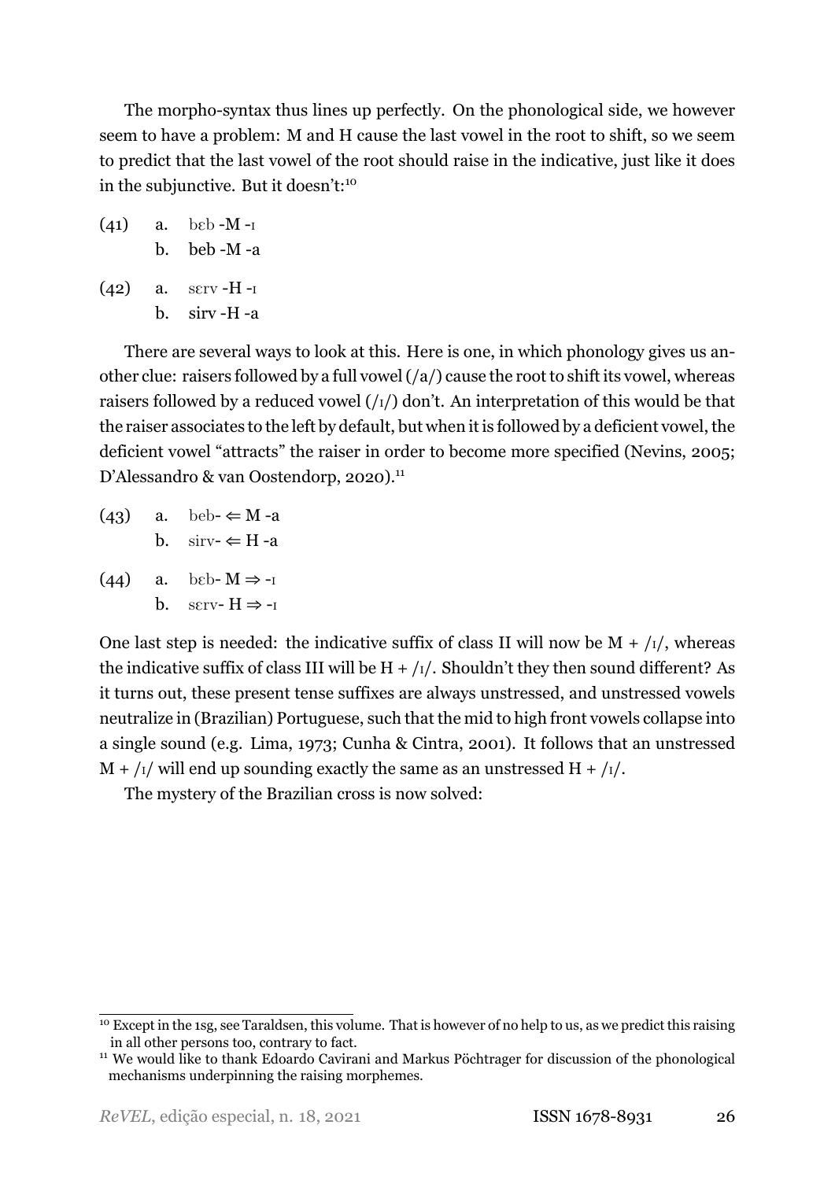The morpho-syntax thus lines up perfectly. On the phonological side, we however seem to have a problem: M and H cause the last vowel in the root to shift, so we seem to predict that the last vowel of the root should raise in the indicative, just like it does in the subjunctive. But it doesn't:[10]

(41) a. bɛb -M -ɪ
 b. beb -M -a

(42) a. sɛrv -H -ɪ
 b. sirv -H -a

There are several ways to look at this. Here is one, in which phonology gives us another clue: raisers followed by a full vowel (/a/) cause the root to shift its vowel, whereas raisers followed by a reduced vowel (/ɪ/) don't. An interpretation of this would be that the raiser associates to the left by default, but when it is followed by a deficient vowel, the deficient vowel "attracts" the raiser in order to become more specified (Nevins, 2005; D'Alessandro & van Oostendorp, 2020).[11]

(43) a. beb- ⇐ M -a
 b. sirv- ⇐ H -a

(44) a. bɛb- M ⇒ -ɪ
 b. sɛrv- H ⇒ -ɪ

One last step is needed: the indicative suffix of class II will now be M + /ɪ/, whereas the indicative suffix of class III will be H + /ɪ/. Shouldn't they then sound different? As it turns out, these present tense suffixes are always unstressed, and unstressed vowels neutralize in (Brazilian) Portuguese, such that the mid to high front vowels collapse into a single sound (e.g. Lima, 1973; Cunha & Cintra, 2001). It follows that an unstressed M + /ɪ/ will end up sounding exactly the same as an unstressed H + /ɪ/.

The mystery of the Brazilian cross is now solved:

---

[10] Except in the 1sg, see Taraldsen, this volume. That is however of no help to us, as we predict this raising in all other persons too, contrary to fact.

[11] We would like to thank Edoardo Cavirani and Markus Pöchtrager for discussion of the phonological mechanisms underpinning the raising morphemes.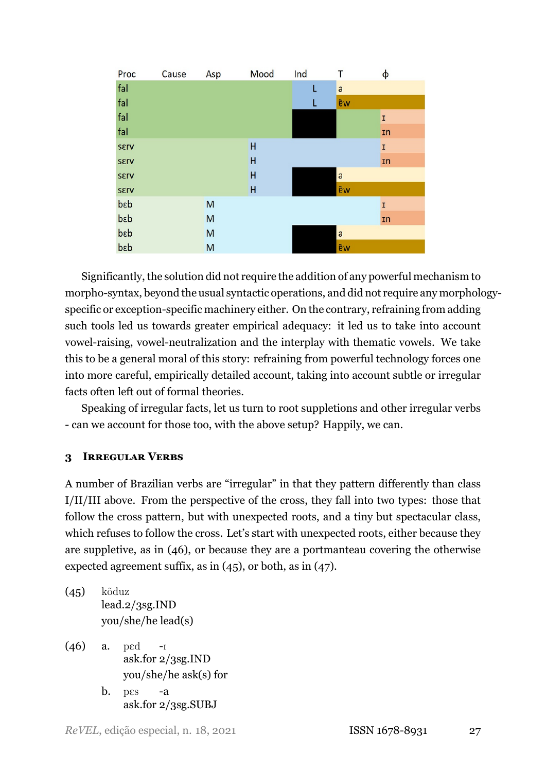| Proc | Cause | Asp | Mood | Ind | T | ϕ |
|---|---|---|---|---|---|---|
| fal | | | | L | a | |
| fal | | | | L | ẽw | |
| fal | | | | | | ɪ |
| fal | | | | | | ɪn |
| sɛrv | | | H | | | ɪ |
| sɛrv | | | H | | | ɪn |
| sɛrv | | | H | | a | |
| sɛrv | | | H | | ẽw | |
| bɛb | | M | | | | ɪ |
| bɛb | | M | | | | ɪn |
| bɛb | | M | | | a | |
| bɛb | | M | | | ẽw | |

Significantly, the solution did not require the addition of any powerful mechanism to morpho-syntax, beyond the usual syntactic operations, and did not require any morphology-specific or exception-specific machinery either. On the contrary, refraining from adding such tools led us towards greater empirical adequacy: it led us to take into account vowel-raising, vowel-neutralization and the interplay with thematic vowels. We take this to be a general moral of this story: refraining from powerful technology forces one into more careful, empirically detailed account, taking into account subtle or irregular facts often left out of formal theories.

Speaking of irregular facts, let us turn to root supplentions and other irregular verbs - can we account for those too, with the above setup? Happily, we can.

## 3 Irregular Verbs

A number of Brazilian verbs are "irregular" in that they pattern differently than class I/II/III above. From the perspective of the cross, they fall into two types: those that follow the cross pattern, but with unexpected roots, and a tiny but spectacular class, which refuses to follow the cross. Let's start with unexpected roots, either because they are suppletive, as in (46), or because they are a portmanteau covering the otherwise expected agreement suffix, as in (45), or both, as in (47).

(45) kõduz
lead.2/3sg.IND
you/she/he lead(s)

(46) a. pɛd -ɪ
ask.for 2/3sg.IND
you/she/he ask(s) for

b. pɛs -a
ask.for 2/3sg.SUBJ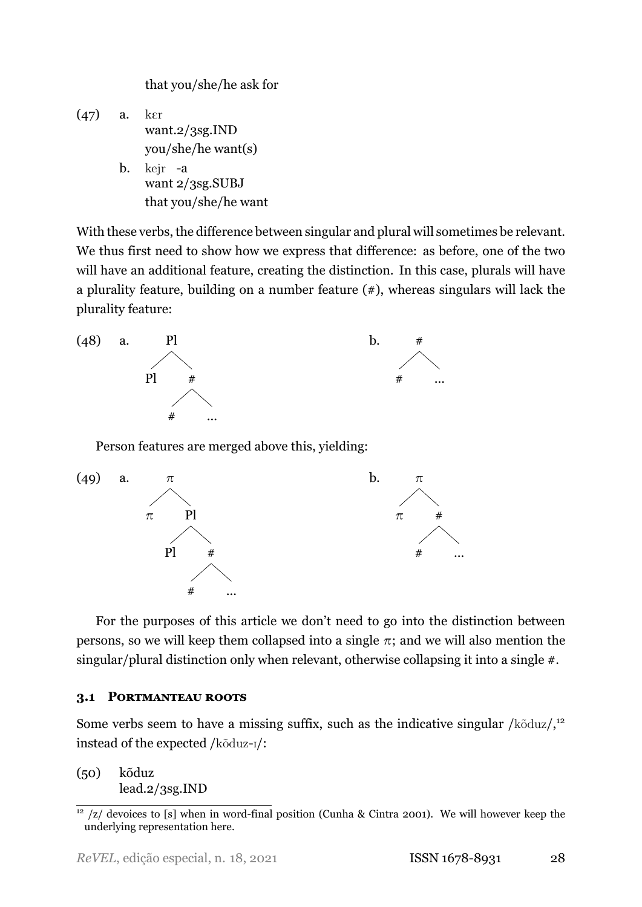that you/she/he ask for

(47) a. kɛr
want.2/3sg.IND
you/she/he want(s)

b. kejr -a
want 2/3sg.SUBJ
that you/she/he want

With these verbs, the difference between singular and plural will sometimes be relevant. We thus first need to show how we express that difference: as before, one of the two will have an additional feature, creating the distinction. In this case, plurals will have a plurality feature, building on a number feature (#), whereas singulars will lack the plurality feature:

(48) a. [Pl Pl [# # ...]]

b. [# # ...]

Person features are merged above this, yielding:

(49) a. [$\pi$ $\pi$ [Pl Pl [# # ...]]]

b. [$\pi$ $\pi$ [# # ...]]

For the purposes of this article we don't need to go into the distinction between persons, so we will keep them collapsed into a single $\pi$; and we will also mention the singular/plural distinction only when relevant, otherwise collapsing it into a single #.

### 3.1 Portmanteau roots

Some verbs seem to have a missing suffix, such as the indicative singular /kõduz/,[12] instead of the expected /kõduz-ɪ/:

(50) kõduz
lead.2/3sg.IND

[12] /z/ devoices to [s] when in word-final position (Cunha & Cintra 2001). We will however keep the underlying representation here.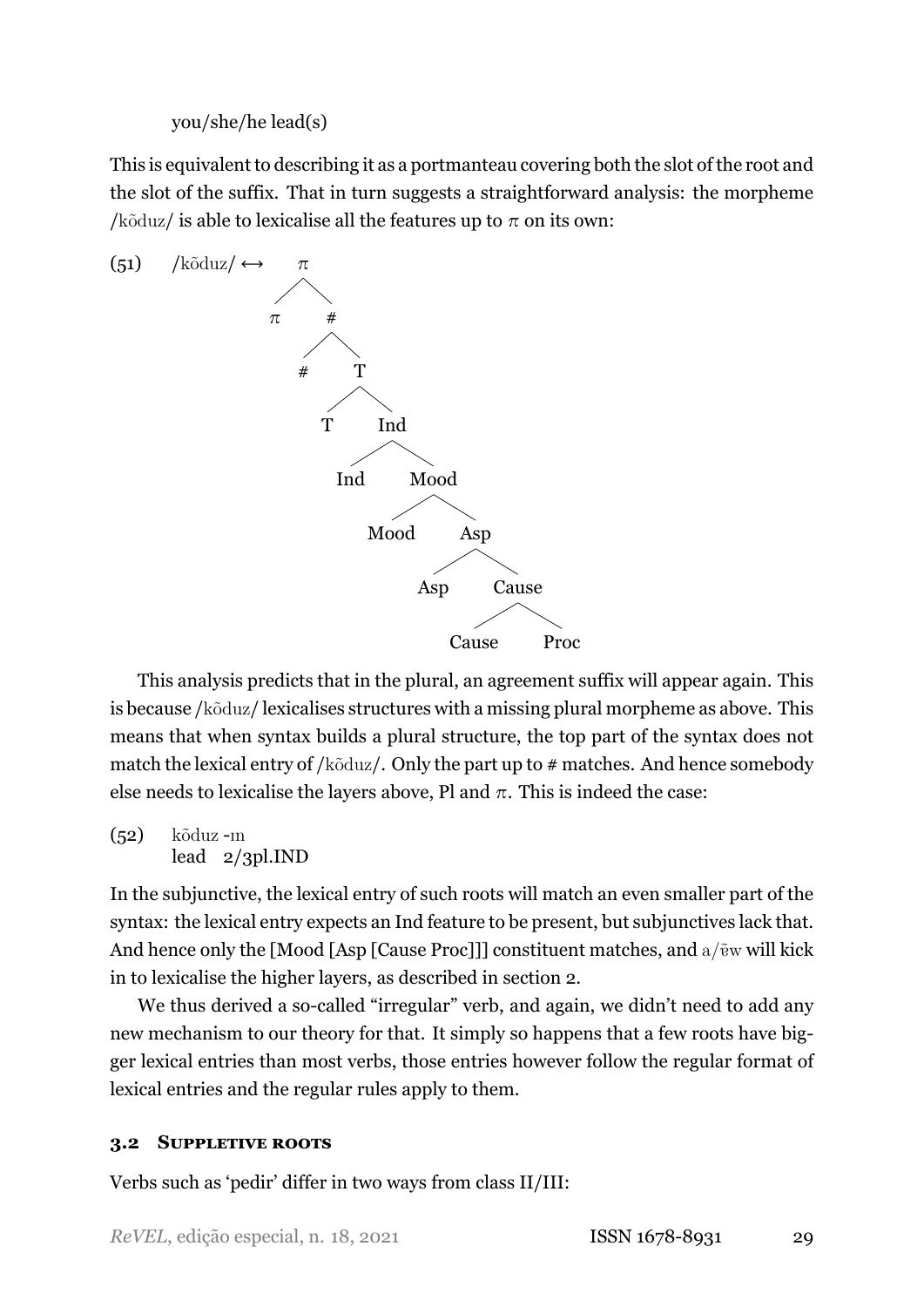you/she/he lead(s)

This is equivalent to describing it as a portmanteau covering both the slot of the root and the slot of the suffix. That in turn suggests a straightforward analysis: the morpheme /kõduz/ is able to lexicalise all the features up to $\pi$ on its own:

(51) /kõduz/ ⟷ [$\pi$ $\pi$ [# # [T T [Ind Ind [Mood Mood [Asp Asp [Cause Cause Proc]]]]]]]

This analysis predicts that in the plural, an agreement suffix will appear again. This is because /kõduz/ lexicalises structures with a missing plural morpheme as above. This means that when syntax builds a plural structure, the top part of the syntax does not match the lexical entry of /kõduz/. Only the part up to # matches. And hence somebody else needs to lexicalise the layers above, Pl and $\pi$. This is indeed the case:

(52) kõduz -ɪn
lead 2/3pl.IND

In the subjunctive, the lexical entry of such roots will match an even smaller part of the syntax: the lexical entry expects an Ind feature to be present, but subjunctives lack that. And hence only the [Mood [Asp [Cause Proc]]] constituent matches, and a/ẽw will kick in to lexicalise the higher layers, as described in section 2.

We thus derived a so-called "irregular" verb, and again, we didn't need to add any new mechanism to our theory for that. It simply so happens that a few roots have bigger lexical entries than most verbs, those entries however follow the regular format of lexical entries and the regular rules apply to them.

### 3.2 Suppletive roots

Verbs such as 'pedir' differ in two ways from class II/III: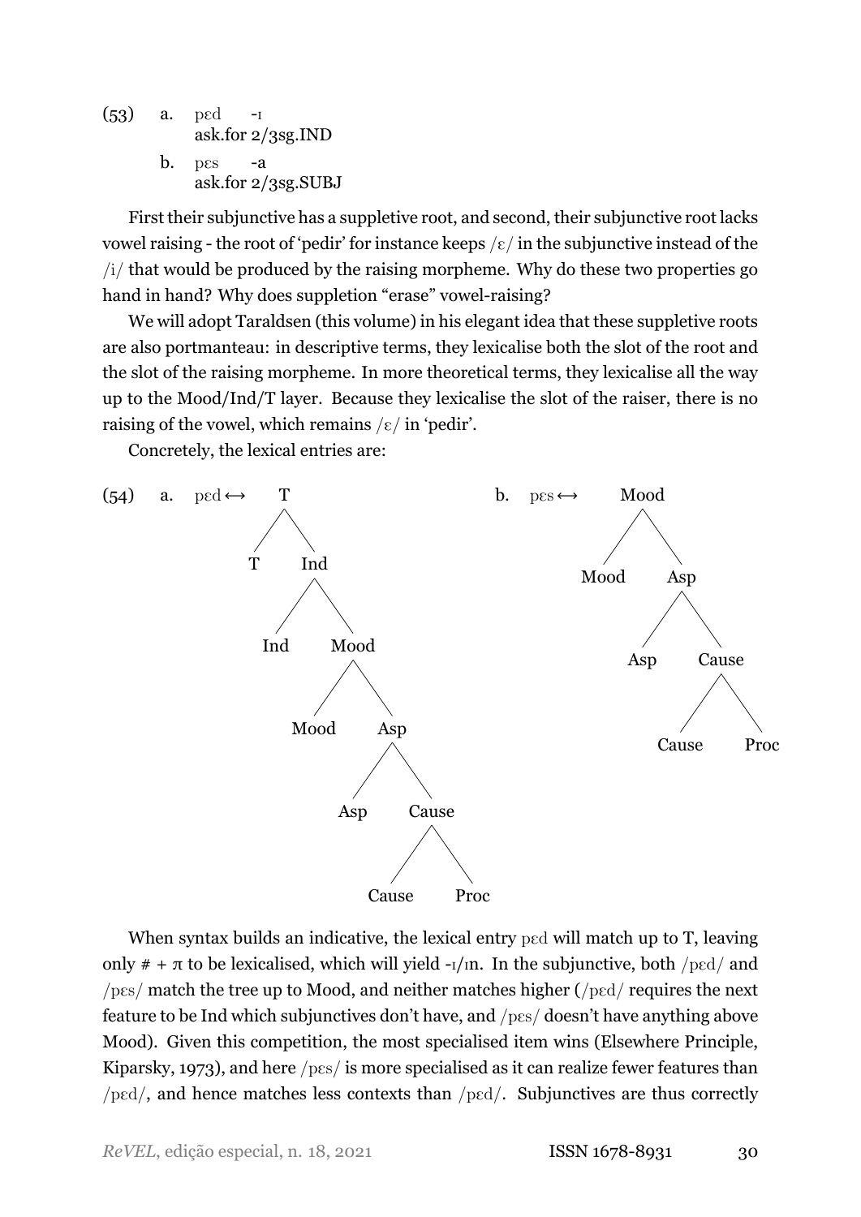(53) a. pɛd -ɪ
ask.for 2/3sg.IND

b. pɛs -a
ask.for 2/3sg.SUBJ

First their subjunctive has a suppletive root, and second, their subjunctive root lacks vowel raising - the root of 'pedir' for instance keeps /ɛ/ in the subjunctive instead of the /i/ that would be produced by the raising morpheme. Why do these two properties go hand in hand? Why does suppletion "erase" vowel-raising?

We will adopt Taraldsen (this volume) in his elegant idea that these suppletive roots are also portmanteau: in descriptive terms, they lexicalise both the slot of the root and the slot of the raising morpheme. In more theoretical terms, they lexicalise all the way up to the Mood/Ind/T layer. Because they lexicalise the slot of the raiser, there is no raising of the vowel, which remains /ɛ/ in 'pedir'.

Concretely, the lexical entries are:

(54) a. pɛd ⟷ [T T [Ind Ind [Mood Mood [Asp Asp [Cause Cause Proc]]]]]

b. pɛs ⟷ [Mood Mood [Asp Asp [Cause Cause Proc]]]

When syntax builds an indicative, the lexical entry pɛd will match up to T, leaving only # + π to be lexicalised, which will yield -ɪ/ɪn. In the subjunctive, both /pɛd/ and /pɛs/ match the tree up to Mood, and neither matches higher (/pɛd/ requires the next feature to be Ind which subjunctives don't have, and /pɛs/ doesn't have anything above Mood). Given this competition, the most specialised item wins (Elsewhere Principle, Kiparsky, 1973), and here /pɛs/ is more specialised as it can realize fewer features than /pɛd/, and hence matches less contexts than /pɛd/. Subjunctives are thus correctly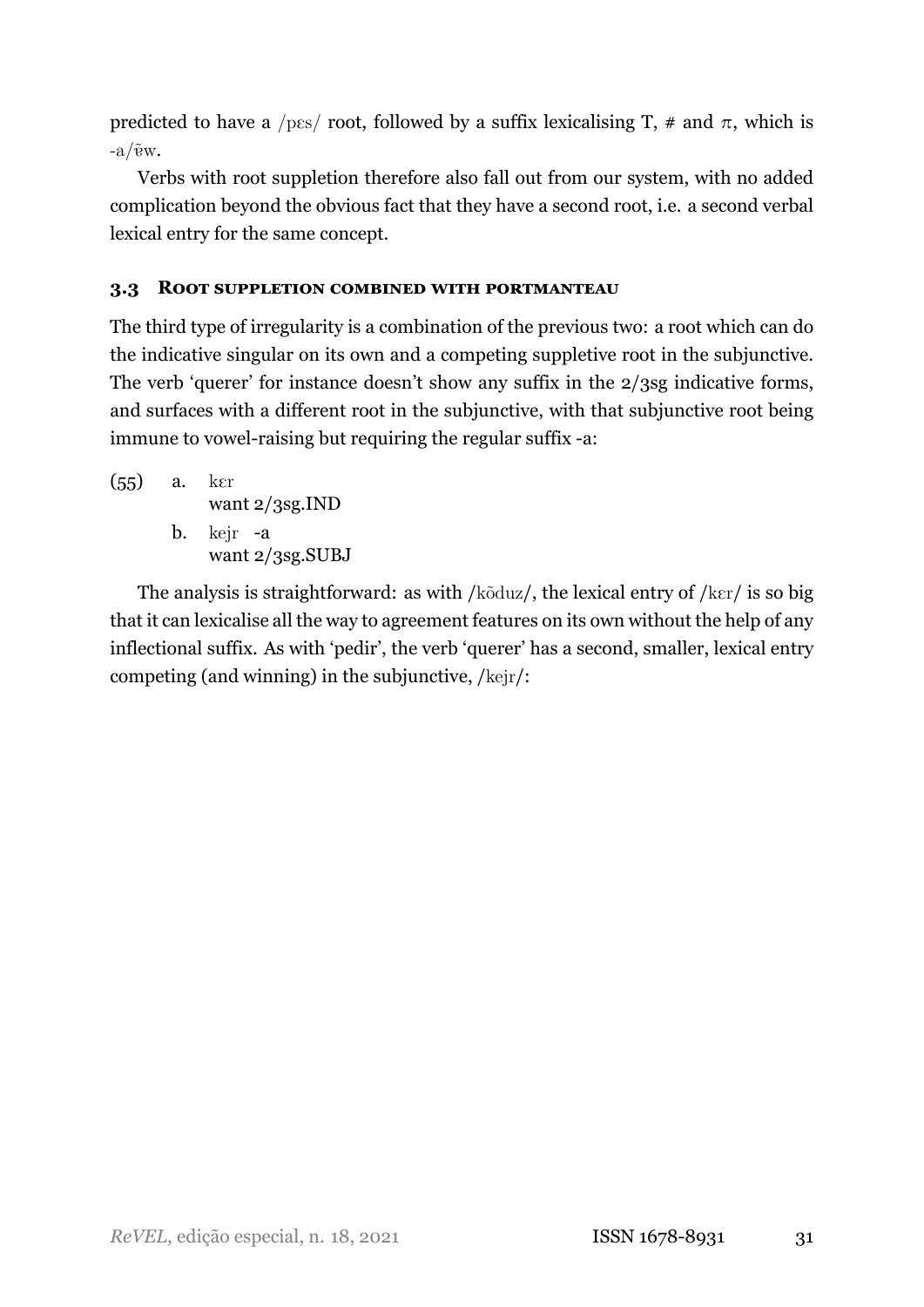predicted to have a /pɛs/ root, followed by a suffix lexicalising T, # and $\pi$, which is -a/ɐ̃w.

Verbs with root suppletion therefore also fall out from our system, with no added complication beyond the obvious fact that they have a second root, i.e. a second verbal lexical entry for the same concept.

### 3.3 Root suppletion combined with portmanteau

The third type of irregularity is a combination of the previous two: a root which can do the indicative singular on its own and a competing suppletive root in the subjunctive. The verb 'querer' for instance doesn't show any suffix in the 2/3sg indicative forms, and surfaces with a different root in the subjunctive, with that subjunctive root being immune to vowel-raising but requiring the regular suffix -a:

(55) a. kɛr
want 2/3sg.IND

b. kejr -a
want 2/3sg.SUBJ

The analysis is straightforward: as with /kõduz/, the lexical entry of /kɛr/ is so big that it can lexicalise all the way to agreement features on its own without the help of any inflectional suffix. As with 'pedir', the verb 'querer' has a second, smaller, lexical entry competing (and winning) in the subjunctive, /kejr/: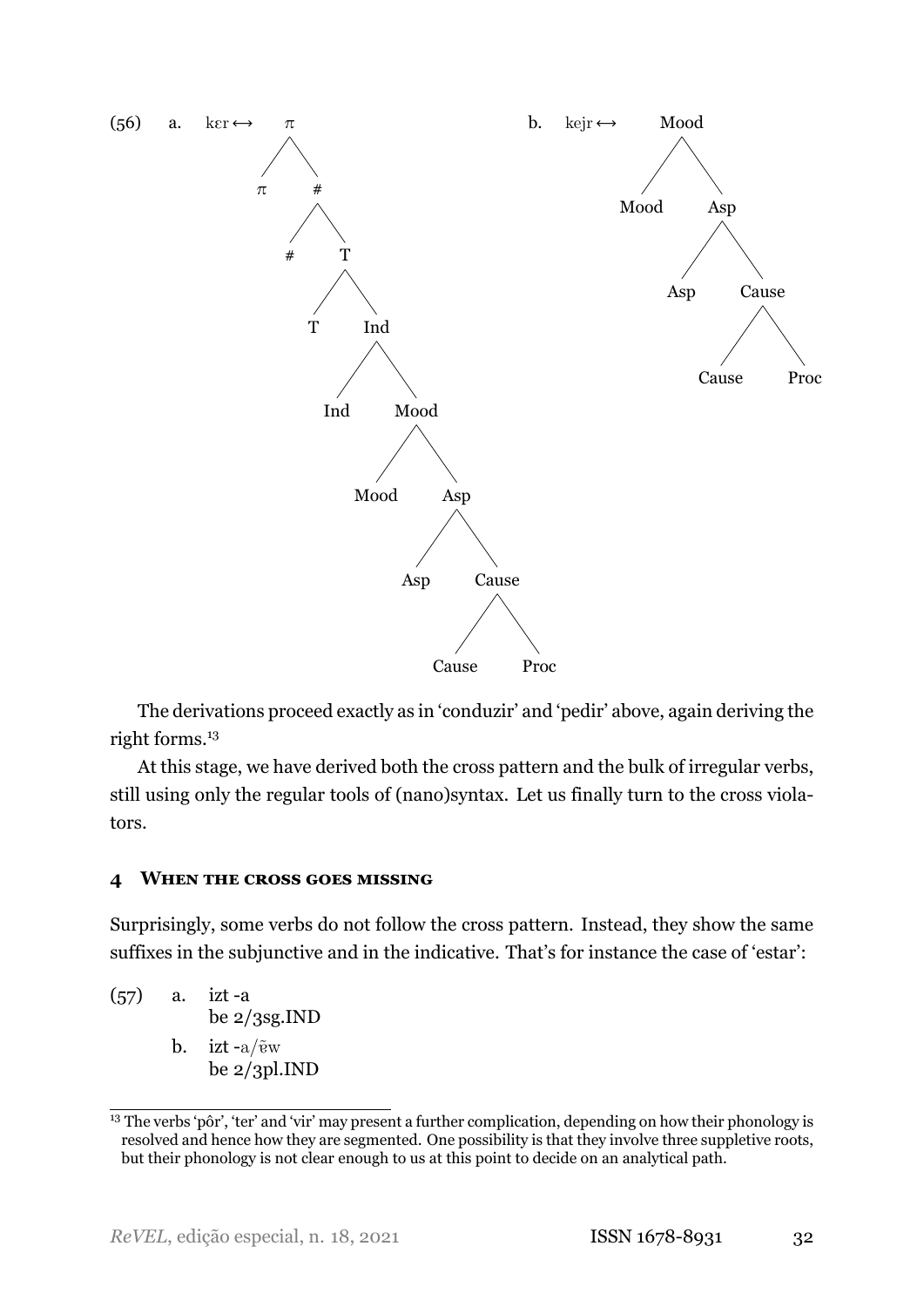(56) a. kɛr ↔ π

```
kɛr ↔  π
      / \
     π   #
        / \
       #   T
          / \
         T   Ind
            /   \
          Ind   Mood
               /    \
            Mood    Asp
                   /   \
                 Asp   Cause
                      /     \
                   Cause    Proc
```

b. kejr ↔ Mood

```
kejr ↔  Mood
       /    \
    Mood    Asp
           /   \
         Asp   Cause
              /     \
           Cause    Proc
```

The derivations proceed exactly as in 'conduzir' and 'pedir' above, again deriving the right forms.[13]

At this stage, we have derived both the cross pattern and the bulk of irregular verbs, still using only the regular tools of (nano)syntax. Let us finally turn to the cross violators.

## 4 When the cross goes missing

Surprisingly, some verbs do not follow the cross pattern. Instead, they show the same suffixes in the subjunctive and in the indicative. That's for instance the case of 'estar':

(57) a. izt -a
be 2/3sg.IND

b. izt -a/ẽw
be 2/3pl.IND

[13] The verbs 'pôr', 'ter' and 'vir' may present a further complication, depending on how their phonology is resolved and hence how they are segmented. One possibility is that they involve three suppletive roots, but their phonology is not clear enough to us at this point to decide on an analytical path.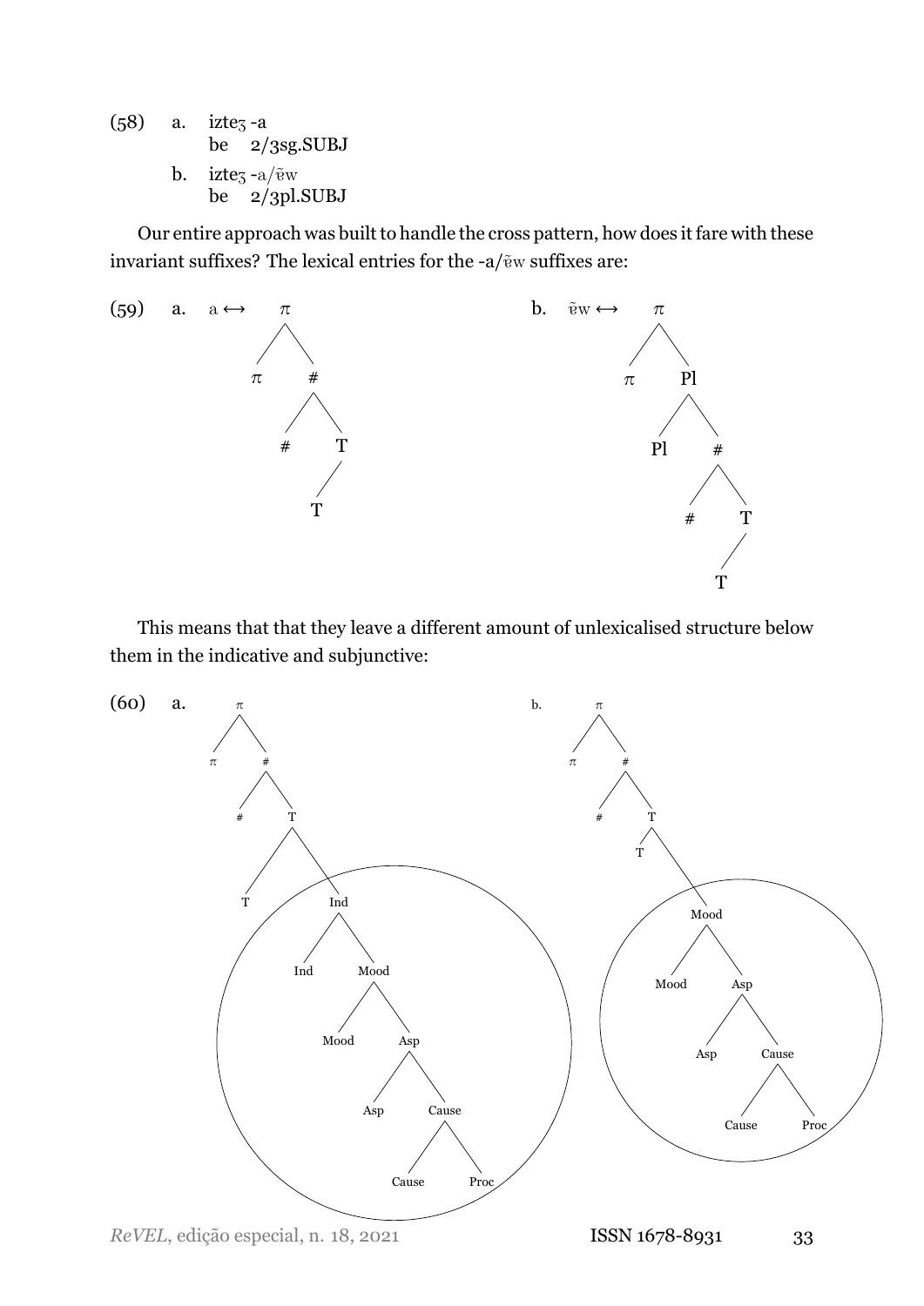(58) a. izteʒ -a
   be 2/3sg.SUBJ

   b. izteʒ -a/ɐ̃w
   be 2/3pl.SUBJ

Our entire approach was built to handle the cross pattern, how does it fare with these invariant suffixes? The lexical entries for the -a/ɐ̃w suffixes are:

(59) a. a ⟷ [π π [# # [T T]]]

   b. ɐ̃w ⟷ [π π [Pl Pl [# # [T T]]]]

This means that that they leave a different amount of unlexicalised structure below them in the indicative and subjunctive:

(60) a. [π π [# # [T T [Ind Ind [Mood Mood [Asp Asp [Cause Cause Proc]]]]]]]

   b. [π π [# # [T T [Mood Mood [Asp Asp [Cause Cause Proc]]]]]]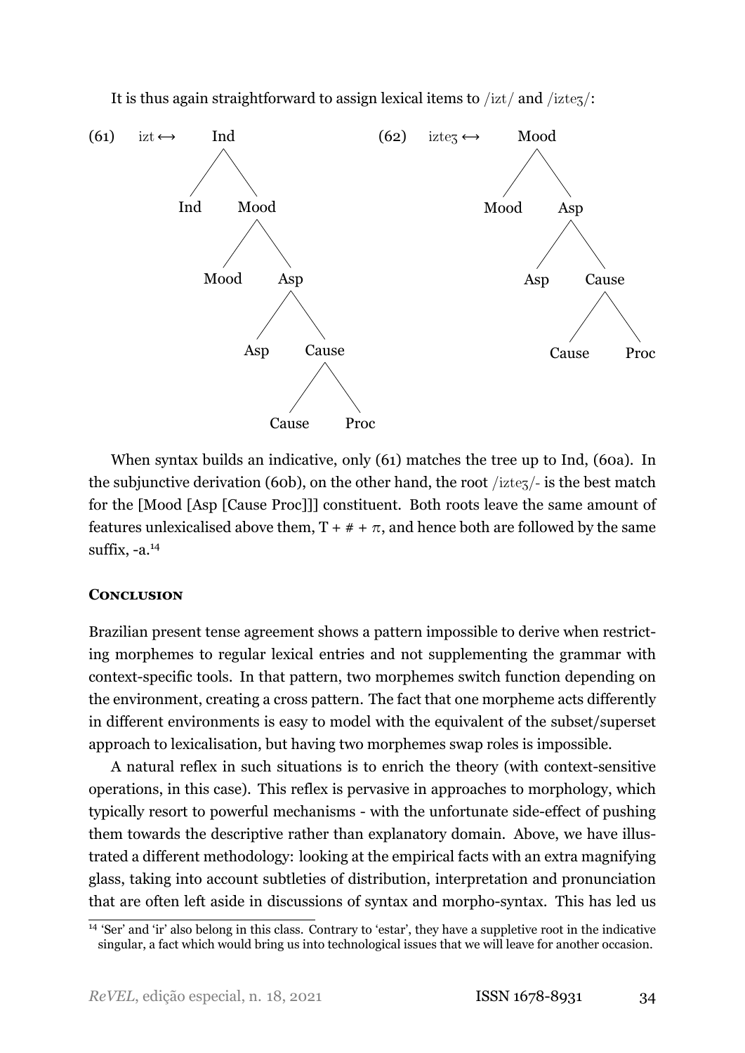It is thus again straightforward to assign lexical items to /izt/ and /izteʒ/:

(61) izt ⟷ [Ind Ind [Mood Mood [Asp Asp [Cause Cause Proc]]]]

(62) izteʒ ⟷ [Mood Mood [Asp Asp [Cause Cause Proc]]]

When syntax builds an indicative, only (61) matches the tree up to Ind, (60a). In the subjunctive derivation (60b), on the other hand, the root /izteʒ/- is the best match for the [Mood [Asp [Cause Proc]]] constituent. Both roots leave the same amount of features unlexicalised above them, T + # + $\pi$, and hence both are followed by the same suffix, -a.[14]

#### Conclusion

Brazilian present tense agreement shows a pattern impossible to derive when restricting morphemes to regular lexical entries and not supplementing the grammar with context-specific tools. In that pattern, two morphemes switch function depending on the environment, creating a cross pattern. The fact that one morpheme acts differently in different environments is easy to model with the equivalent of the subset/superset approach to lexicalisation, but having two morphemes swap roles is impossible.

A natural reflex in such situations is to enrich the theory (with context-sensitive operations, in this case). This reflex is pervasive in approaches to morphology, which typically resort to powerful mechanisms - with the unfortunate side-effect of pushing them towards the descriptive rather than explanatory domain. Above, we have illustrated a different methodology: looking at the empirical facts with an extra magnifying glass, taking into account subtleties of distribution, interpretation and pronunciation that are often left aside in discussions of syntax and morpho-syntax. This has led us

[14] 'Ser' and 'ir' also belong in this class. Contrary to 'estar', they have a suppletive root in the indicative singular, a fact which would bring us into technological issues that we will leave for another occasion.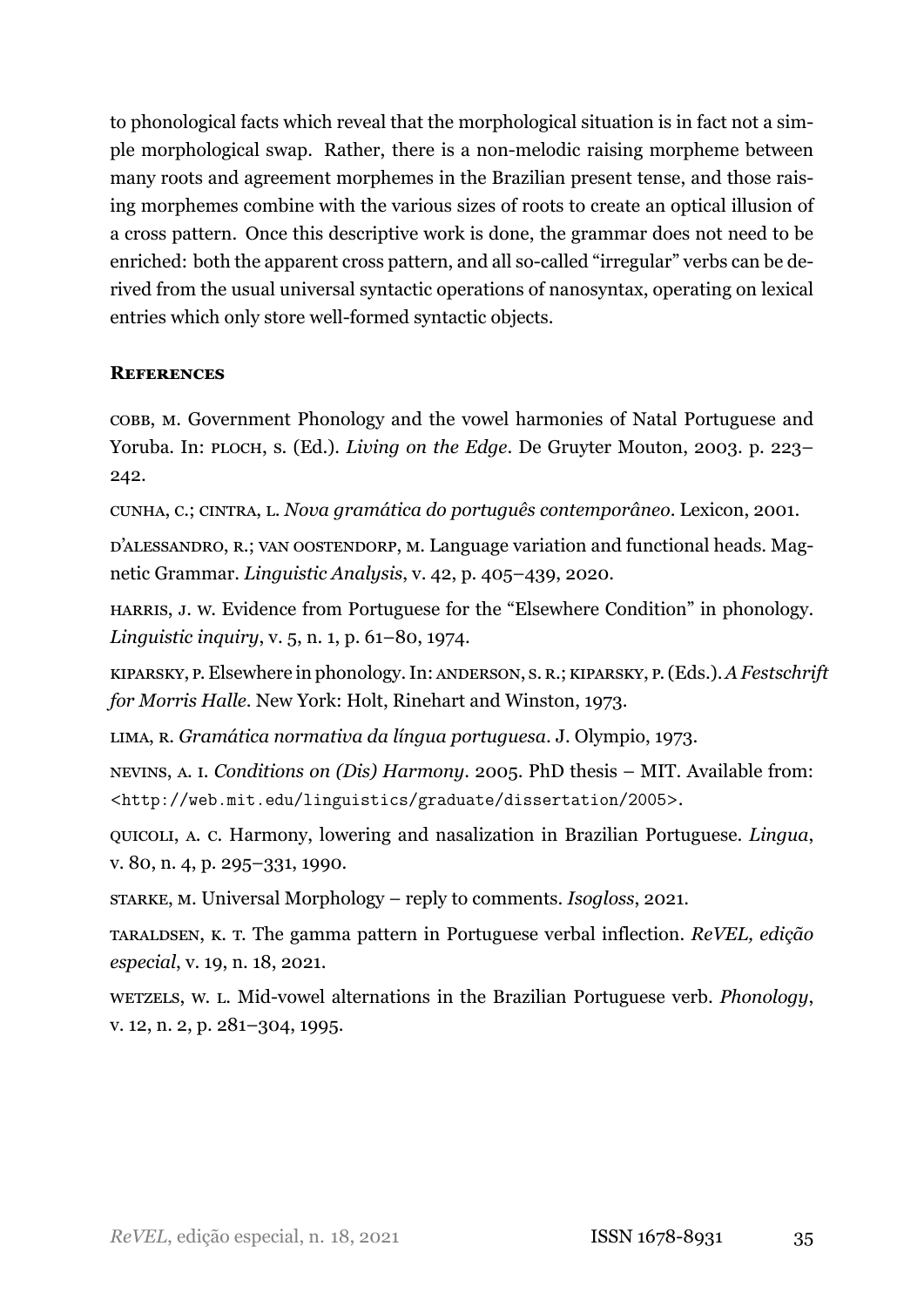to phonological facts which reveal that the morphological situation is in fact not a simple morphological swap. Rather, there is a non-melodic raising morpheme between many roots and agreement morphemes in the Brazilian present tense, and those raising morphemes combine with the various sizes of roots to create an optical illusion of a cross pattern. Once this descriptive work is done, the grammar does not need to be enriched: both the apparent cross pattern, and all so-called "irregular" verbs can be derived from the usual universal syntactic operations of nanosyntax, operating on lexical entries which only store well-formed syntactic objects.

## References

COBB, M. Government Phonology and the vowel harmonies of Natal Portuguese and Yoruba. In: PLOCH, S. (Ed.). *Living on the Edge*. De Gruyter Mouton, 2003. p. 223–242.

CUNHA, C.; CINTRA, L. *Nova gramática do português contemporâneo*. Lexicon, 2001.

D'ALESSANDRO, R.; VAN OOSTENDORP, M. Language variation and functional heads. Magnetic Grammar. *Linguistic Analysis*, v. 42, p. 405–439, 2020.

HARRIS, J. W. Evidence from Portuguese for the "Elsewhere Condition" in phonology. *Linguistic inquiry*, v. 5, n. 1, p. 61–80, 1974.

KIPARSKY, P. Elsewhere in phonology. In: ANDERSON, S. R.; KIPARSKY, P. (Eds.). *A Festschrift for Morris Halle*. New York: Holt, Rinehart and Winston, 1973.

LIMA, R. *Gramática normativa da língua portuguesa*. J. Olympio, 1973.

NEVINS, A. I. *Conditions on (Dis) Harmony*. 2005. PhD thesis – MIT. Available from: <http://web.mit.edu/linguistics/graduate/dissertation/2005>.

QUICOLI, A. C. Harmony, lowering and nasalization in Brazilian Portuguese. *Lingua*, v. 80, n. 4, p. 295–331, 1990.

STARKE, M. Universal Morphology – reply to comments. *Isogloss*, 2021.

TARALDSEN, K. T. The gamma pattern in Portuguese verbal inflection. *ReVEL, edição especial*, v. 19, n. 18, 2021.

WETZELS, W. L. Mid-vowel alternations in the Brazilian Portuguese verb. *Phonology*, v. 12, n. 2, p. 281–304, 1995.